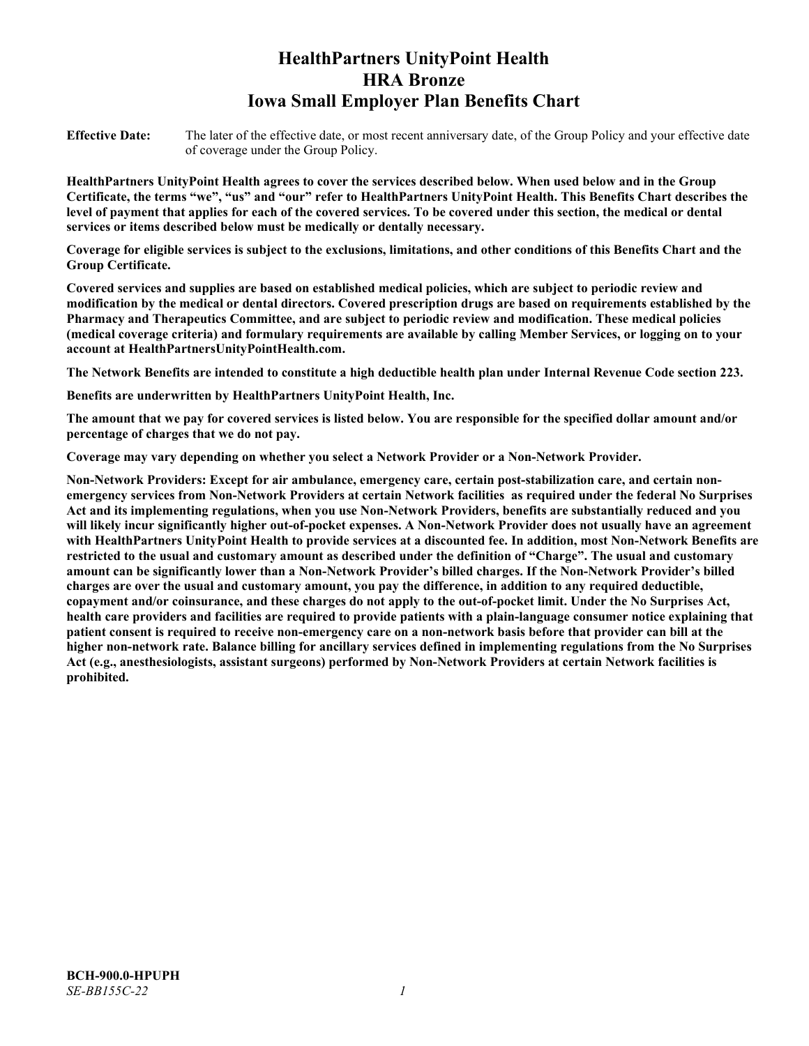# HealthPartners UnityPoint Health
# HRA Bronze
# Iowa Small Employer Plan Benefits Chart

**Effective Date:** The later of the effective date, or most recent anniversary date, of the Group Policy and your effective date of coverage under the Group Policy.

**HealthPartners UnityPoint Health agrees to cover the services described below. When used below and in the Group Certificate, the terms "we", "us" and "our" refer to HealthPartners UnityPoint Health. This Benefits Chart describes the level of payment that applies for each of the covered services. To be covered under this section, the medical or dental services or items described below must be medically or dentally necessary.**

**Coverage for eligible services is subject to the exclusions, limitations, and other conditions of this Benefits Chart and the Group Certificate.**

**Covered services and supplies are based on established medical policies, which are subject to periodic review and modification by the medical or dental directors. Covered prescription drugs are based on requirements established by the Pharmacy and Therapeutics Committee, and are subject to periodic review and modification. These medical policies (medical coverage criteria) and formulary requirements are available by calling Member Services, or logging on to your account at HealthPartnersUnityPointHealth.com.**

**The Network Benefits are intended to constitute a high deductible health plan under Internal Revenue Code section 223.**

**Benefits are underwritten by HealthPartners UnityPoint Health, Inc.**

**The amount that we pay for covered services is listed below. You are responsible for the specified dollar amount and/or percentage of charges that we do not pay.**

**Coverage may vary depending on whether you select a Network Provider or a Non-Network Provider.**

**Non-Network Providers: Except for air ambulance, emergency care, certain post-stabilization care, and certain non-emergency services from Non-Network Providers at certain Network facilities as required under the federal No Surprises Act and its implementing regulations, when you use Non-Network Providers, benefits are substantially reduced and you will likely incur significantly higher out-of-pocket expenses. A Non-Network Provider does not usually have an agreement with HealthPartners UnityPoint Health to provide services at a discounted fee. In addition, most Non-Network Benefits are restricted to the usual and customary amount as described under the definition of "Charge". The usual and customary amount can be significantly lower than a Non-Network Provider's billed charges. If the Non-Network Provider's billed charges are over the usual and customary amount, you pay the difference, in addition to any required deductible, copayment and/or coinsurance, and these charges do not apply to the out-of-pocket limit. Under the No Surprises Act, health care providers and facilities are required to provide patients with a plain-language consumer notice explaining that patient consent is required to receive non-emergency care on a non-network basis before that provider can bill at the higher non-network rate. Balance billing for ancillary services defined in implementing regulations from the No Surprises Act (e.g., anesthesiologists, assistant surgeons) performed by Non-Network Providers at certain Network facilities is prohibited.**

**BCH-900.0-HPUPH**
*SE-BB155C-22*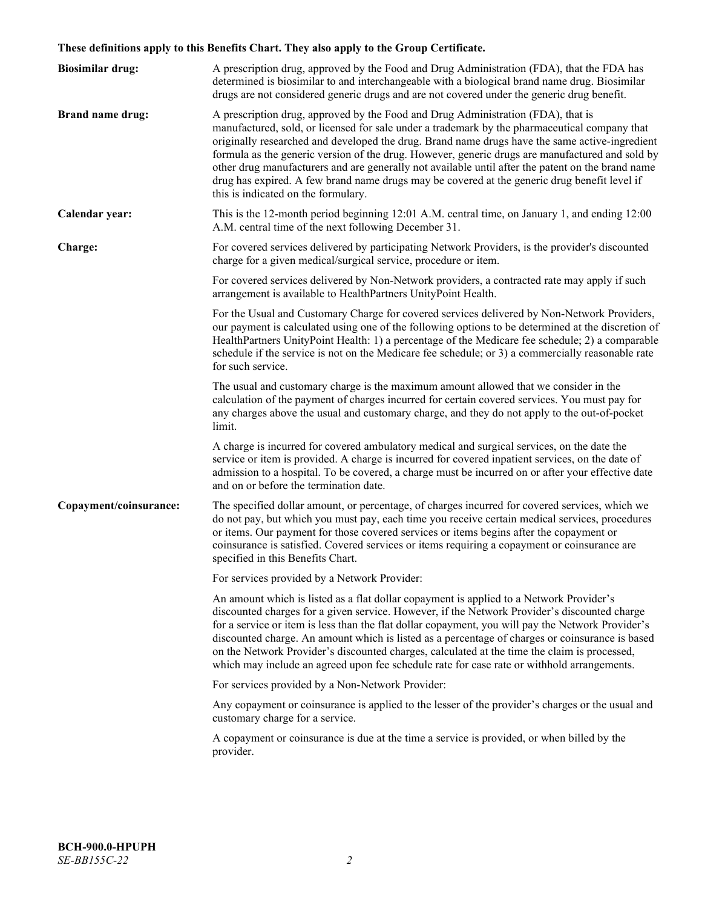**These definitions apply to this Benefits Chart. They also apply to the Group Certificate.**

**Biosimilar drug:** A prescription drug, approved by the Food and Drug Administration (FDA), that the FDA has determined is biosimilar to and interchangeable with a biological brand name drug. Biosimilar drugs are not considered generic drugs and are not covered under the generic drug benefit.

**Brand name drug:** A prescription drug, approved by the Food and Drug Administration (FDA), that is manufactured, sold, or licensed for sale under a trademark by the pharmaceutical company that originally researched and developed the drug. Brand name drugs have the same active-ingredient formula as the generic version of the drug. However, generic drugs are manufactured and sold by other drug manufacturers and are generally not available until after the patent on the brand name drug has expired. A few brand name drugs may be covered at the generic drug benefit level if this is indicated on the formulary.

**Calendar year:** This is the 12-month period beginning 12:01 A.M. central time, on January 1, and ending 12:00 A.M. central time of the next following December 31.

**Charge:** For covered services delivered by participating Network Providers, is the provider's discounted charge for a given medical/surgical service, procedure or item.

For covered services delivered by Non-Network providers, a contracted rate may apply if such arrangement is available to HealthPartners UnityPoint Health.

For the Usual and Customary Charge for covered services delivered by Non-Network Providers, our payment is calculated using one of the following options to be determined at the discretion of HealthPartners UnityPoint Health: 1) a percentage of the Medicare fee schedule; 2) a comparable schedule if the service is not on the Medicare fee schedule; or 3) a commercially reasonable rate for such service.

The usual and customary charge is the maximum amount allowed that we consider in the calculation of the payment of charges incurred for certain covered services. You must pay for any charges above the usual and customary charge, and they do not apply to the out-of-pocket limit.

A charge is incurred for covered ambulatory medical and surgical services, on the date the service or item is provided. A charge is incurred for covered inpatient services, on the date of admission to a hospital. To be covered, a charge must be incurred on or after your effective date and on or before the termination date.

**Copayment/coinsurance:** The specified dollar amount, or percentage, of charges incurred for covered services, which we do not pay, but which you must pay, each time you receive certain medical services, procedures or items. Our payment for those covered services or items begins after the copayment or coinsurance is satisfied. Covered services or items requiring a copayment or coinsurance are specified in this Benefits Chart.

For services provided by a Network Provider:

An amount which is listed as a flat dollar copayment is applied to a Network Provider's discounted charges for a given service. However, if the Network Provider's discounted charge for a service or item is less than the flat dollar copayment, you will pay the Network Provider's discounted charge. An amount which is listed as a percentage of charges or coinsurance is based on the Network Provider's discounted charges, calculated at the time the claim is processed, which may include an agreed upon fee schedule rate for case rate or withhold arrangements.

For services provided by a Non-Network Provider:

Any copayment or coinsurance is applied to the lesser of the provider's charges or the usual and customary charge for a service.

A copayment or coinsurance is due at the time a service is provided, or when billed by the provider.

**BCH-900.0-HPUPH**
*SE-BB155C-22*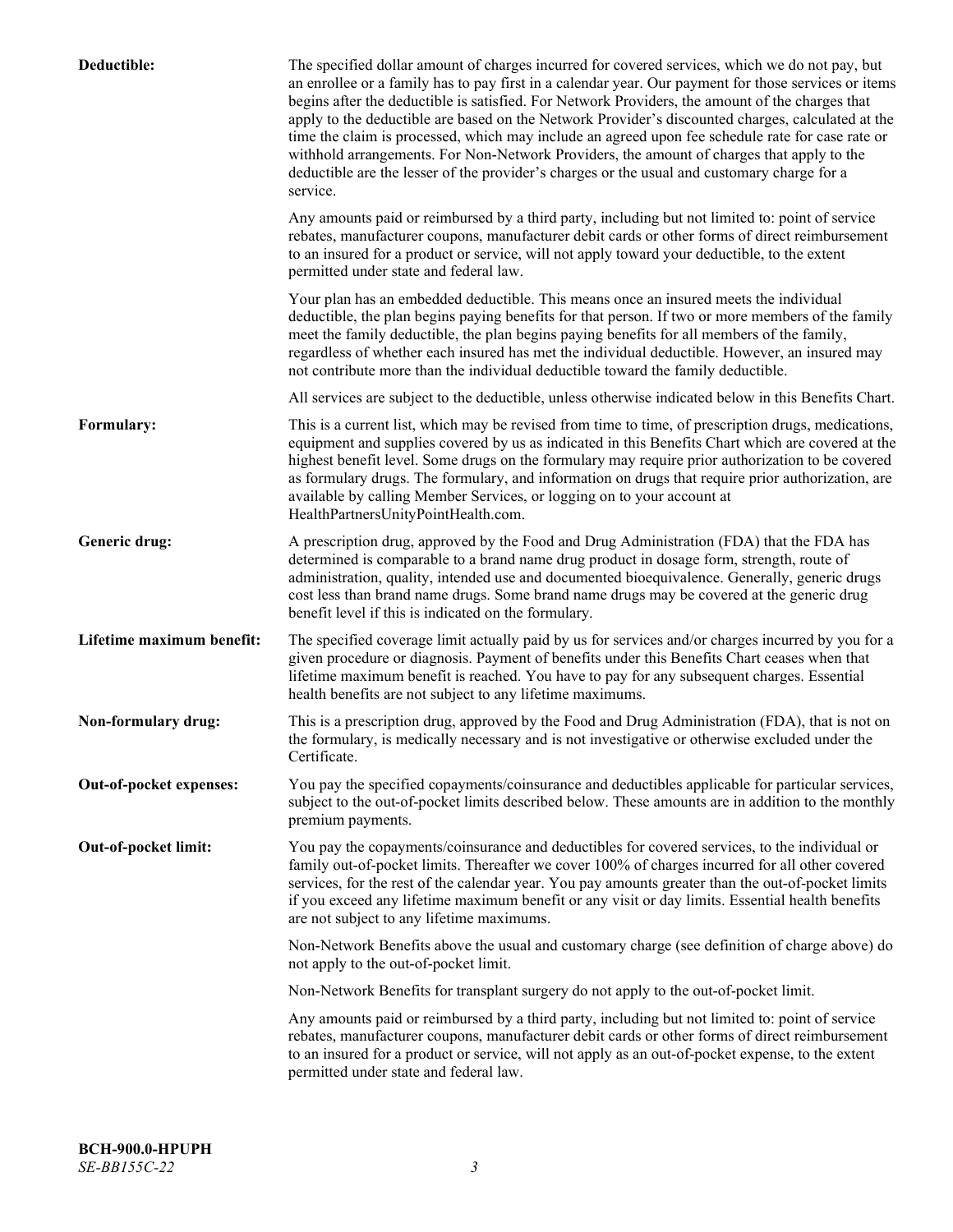**Deductible:** The specified dollar amount of charges incurred for covered services, which we do not pay, but an enrollee or a family has to pay first in a calendar year. Our payment for those services or items begins after the deductible is satisfied. For Network Providers, the amount of the charges that apply to the deductible are based on the Network Provider's discounted charges, calculated at the time the claim is processed, which may include an agreed upon fee schedule rate for case rate or withhold arrangements. For Non-Network Providers, the amount of charges that apply to the deductible are the lesser of the provider's charges or the usual and customary charge for a service.

Any amounts paid or reimbursed by a third party, including but not limited to: point of service rebates, manufacturer coupons, manufacturer debit cards or other forms of direct reimbursement to an insured for a product or service, will not apply toward your deductible, to the extent permitted under state and federal law.

Your plan has an embedded deductible. This means once an insured meets the individual deductible, the plan begins paying benefits for that person. If two or more members of the family meet the family deductible, the plan begins paying benefits for all members of the family, regardless of whether each insured has met the individual deductible. However, an insured may not contribute more than the individual deductible toward the family deductible.

All services are subject to the deductible, unless otherwise indicated below in this Benefits Chart.

**Formulary:** This is a current list, which may be revised from time to time, of prescription drugs, medications, equipment and supplies covered by us as indicated in this Benefits Chart which are covered at the highest benefit level. Some drugs on the formulary may require prior authorization to be covered as formulary drugs. The formulary, and information on drugs that require prior authorization, are available by calling Member Services, or logging on to your account at HealthPartnersUnityPointHealth.com.

**Generic drug:** A prescription drug, approved by the Food and Drug Administration (FDA) that the FDA has determined is comparable to a brand name drug product in dosage form, strength, route of administration, quality, intended use and documented bioequivalence. Generally, generic drugs cost less than brand name drugs. Some brand name drugs may be covered at the generic drug benefit level if this is indicated on the formulary.

**Lifetime maximum benefit:** The specified coverage limit actually paid by us for services and/or charges incurred by you for a given procedure or diagnosis. Payment of benefits under this Benefits Chart ceases when that lifetime maximum benefit is reached. You have to pay for any subsequent charges. Essential health benefits are not subject to any lifetime maximums.

**Non-formulary drug:** This is a prescription drug, approved by the Food and Drug Administration (FDA), that is not on the formulary, is medically necessary and is not investigative or otherwise excluded under the Certificate.

**Out-of-pocket expenses:** You pay the specified copayments/coinsurance and deductibles applicable for particular services, subject to the out-of-pocket limits described below. These amounts are in addition to the monthly premium payments.

**Out-of-pocket limit:** You pay the copayments/coinsurance and deductibles for covered services, to the individual or family out-of-pocket limits. Thereafter we cover 100% of charges incurred for all other covered services, for the rest of the calendar year. You pay amounts greater than the out-of-pocket limits if you exceed any lifetime maximum benefit or any visit or day limits. Essential health benefits are not subject to any lifetime maximums.

Non-Network Benefits above the usual and customary charge (see definition of charge above) do not apply to the out-of-pocket limit.

Non-Network Benefits for transplant surgery do not apply to the out-of-pocket limit.

Any amounts paid or reimbursed by a third party, including but not limited to: point of service rebates, manufacturer coupons, manufacturer debit cards or other forms of direct reimbursement to an insured for a product or service, will not apply as an out-of-pocket expense, to the extent permitted under state and federal law.

**BCH-900.0-HPUPH**
*SE-BB155C-22*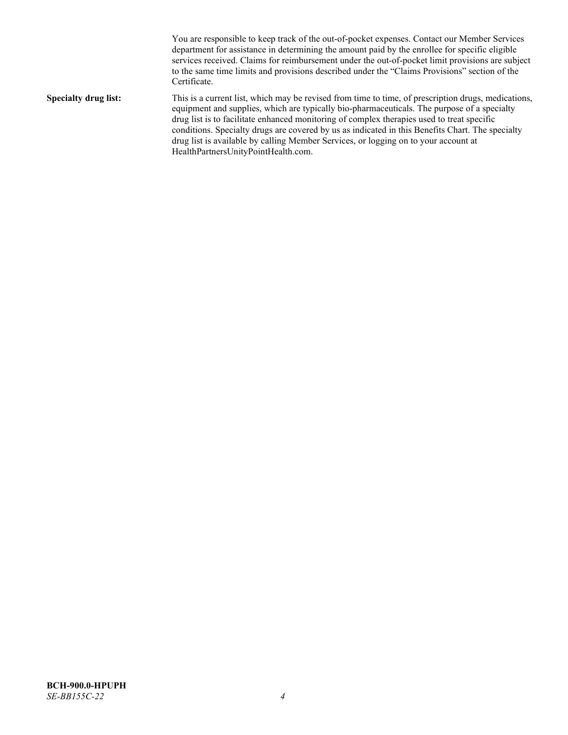You are responsible to keep track of the out-of-pocket expenses. Contact our Member Services department for assistance in determining the amount paid by the enrollee for specific eligible services received. Claims for reimbursement under the out-of-pocket limit provisions are subject to the same time limits and provisions described under the "Claims Provisions" section of the Certificate.

**Specialty drug list:** This is a current list, which may be revised from time to time, of prescription drugs, medications, equipment and supplies, which are typically bio-pharmaceuticals. The purpose of a specialty drug list is to facilitate enhanced monitoring of complex therapies used to treat specific conditions. Specialty drugs are covered by us as indicated in this Benefits Chart. The specialty drug list is available by calling Member Services, or logging on to your account at HealthPartnersUnityPointHealth.com.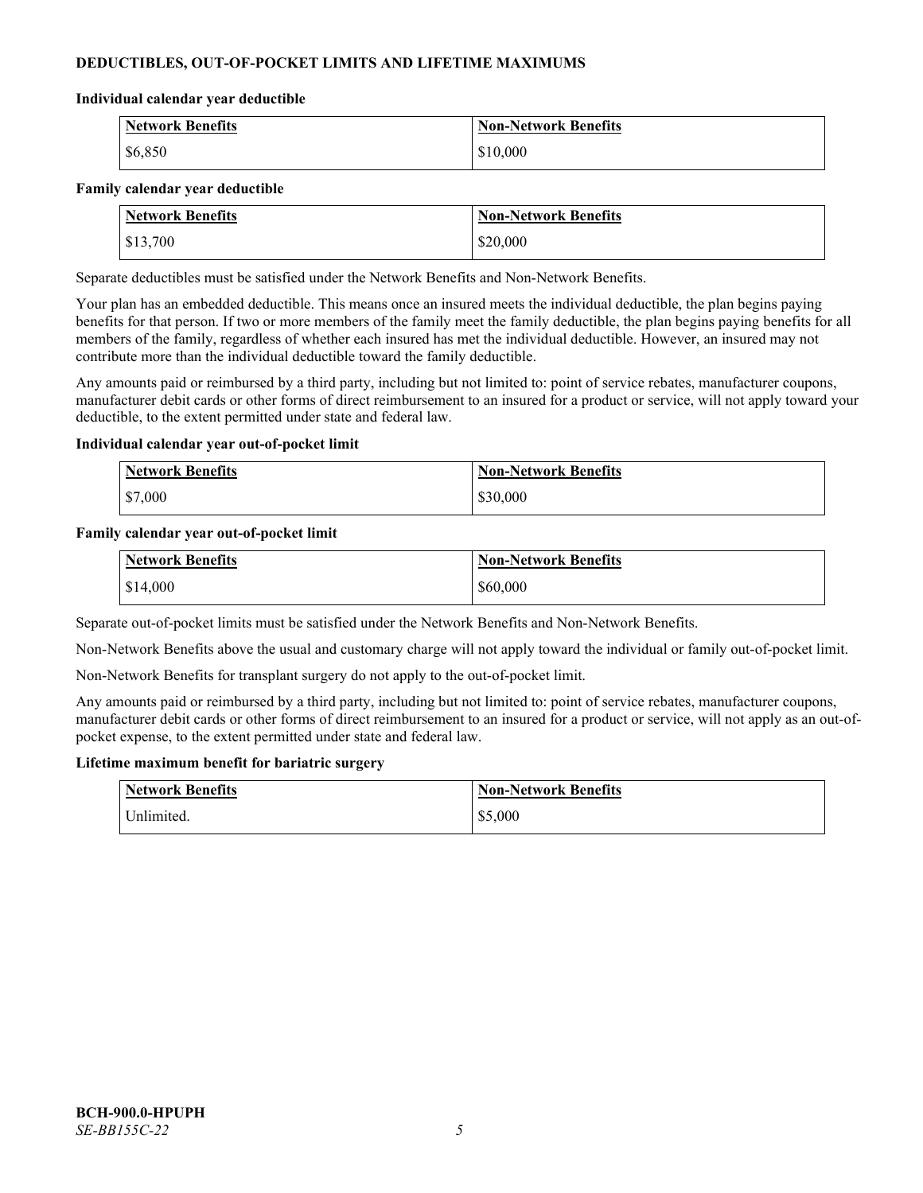## DEDUCTIBLES, OUT-OF-POCKET LIMITS AND LIFETIME MAXIMUMS

### Individual calendar year deductible

| Network Benefits | Non-Network Benefits |
|---|---|
| $6,850 | $10,000 |

### Family calendar year deductible

| Network Benefits | Non-Network Benefits |
|---|---|
| $13,700 | $20,000 |

Separate deductibles must be satisfied under the Network Benefits and Non-Network Benefits.

Your plan has an embedded deductible. This means once an insured meets the individual deductible, the plan begins paying benefits for that person. If two or more members of the family meet the family deductible, the plan begins paying benefits for all members of the family, regardless of whether each insured has met the individual deductible. However, an insured may not contribute more than the individual deductible toward the family deductible.

Any amounts paid or reimbursed by a third party, including but not limited to: point of service rebates, manufacturer coupons, manufacturer debit cards or other forms of direct reimbursement to an insured for a product or service, will not apply toward your deductible, to the extent permitted under state and federal law.

### Individual calendar year out-of-pocket limit

| Network Benefits | Non-Network Benefits |
|---|---|
| $7,000 | $30,000 |

### Family calendar year out-of-pocket limit

| Network Benefits | Non-Network Benefits |
|---|---|
| $14,000 | $60,000 |

Separate out-of-pocket limits must be satisfied under the Network Benefits and Non-Network Benefits.

Non-Network Benefits above the usual and customary charge will not apply toward the individual or family out-of-pocket limit.

Non-Network Benefits for transplant surgery do not apply to the out-of-pocket limit.

Any amounts paid or reimbursed by a third party, including but not limited to: point of service rebates, manufacturer coupons, manufacturer debit cards or other forms of direct reimbursement to an insured for a product or service, will not apply as an out-of-pocket expense, to the extent permitted under state and federal law.

### Lifetime maximum benefit for bariatric surgery

| Network Benefits | Non-Network Benefits |
|---|---|
| Unlimited. | $5,000 |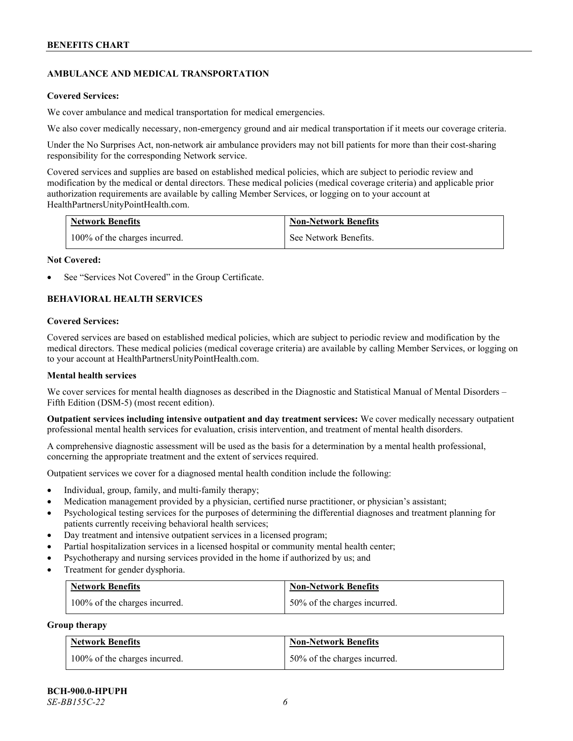## AMBULANCE AND MEDICAL TRANSPORTATION

**Covered Services:**

We cover ambulance and medical transportation for medical emergencies.

We also cover medically necessary, non-emergency ground and air medical transportation if it meets our coverage criteria.

Under the No Surprises Act, non-network air ambulance providers may not bill patients for more than their cost-sharing responsibility for the corresponding Network service.

Covered services and supplies are based on established medical policies, which are subject to periodic review and modification by the medical or dental directors. These medical policies (medical coverage criteria) and applicable prior authorization requirements are available by calling Member Services, or logging on to your account at HealthPartnersUnityPointHealth.com.

| Network Benefits | Non-Network Benefits |
|---|---|
| 100% of the charges incurred. | See Network Benefits. |

**Not Covered:**

- See "Services Not Covered" in the Group Certificate.

## BEHAVIORAL HEALTH SERVICES

**Covered Services:**

Covered services are based on established medical policies, which are subject to periodic review and modification by the medical directors. These medical policies (medical coverage criteria) are available by calling Member Services, or logging on to your account at HealthPartnersUnityPointHealth.com.

**Mental health services**

We cover services for mental health diagnoses as described in the Diagnostic and Statistical Manual of Mental Disorders – Fifth Edition (DSM-5) (most recent edition).

**Outpatient services including intensive outpatient and day treatment services:** We cover medically necessary outpatient professional mental health services for evaluation, crisis intervention, and treatment of mental health disorders.

A comprehensive diagnostic assessment will be used as the basis for a determination by a mental health professional, concerning the appropriate treatment and the extent of services required.

Outpatient services we cover for a diagnosed mental health condition include the following:

- Individual, group, family, and multi-family therapy;
- Medication management provided by a physician, certified nurse practitioner, or physician's assistant;
- Psychological testing services for the purposes of determining the differential diagnoses and treatment planning for patients currently receiving behavioral health services;
- Day treatment and intensive outpatient services in a licensed program;
- Partial hospitalization services in a licensed hospital or community mental health center;
- Psychotherapy and nursing services provided in the home if authorized by us; and
- Treatment for gender dysphoria.

| Network Benefits | Non-Network Benefits |
|---|---|
| 100% of the charges incurred. | 50% of the charges incurred. |

**Group therapy**

| Network Benefits | Non-Network Benefits |
|---|---|
| 100% of the charges incurred. | 50% of the charges incurred. |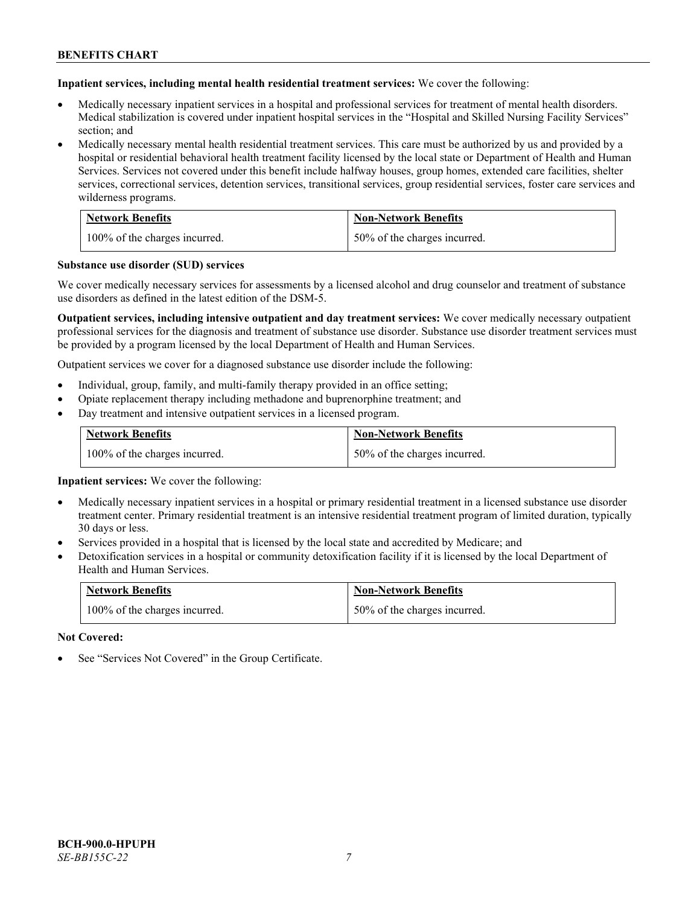**Inpatient services, including mental health residential treatment services:** We cover the following:

- Medically necessary inpatient services in a hospital and professional services for treatment of mental health disorders. Medical stabilization is covered under inpatient hospital services in the "Hospital and Skilled Nursing Facility Services" section; and
- Medically necessary mental health residential treatment services. This care must be authorized by us and provided by a hospital or residential behavioral health treatment facility licensed by the local state or Department of Health and Human Services. Services not covered under this benefit include halfway houses, group homes, extended care facilities, shelter services, correctional services, detention services, transitional services, group residential services, foster care services and wilderness programs.

| Network Benefits | Non-Network Benefits |
|---|---|
| 100% of the charges incurred. | 50% of the charges incurred. |

**Substance use disorder (SUD) services**

We cover medically necessary services for assessments by a licensed alcohol and drug counselor and treatment of substance use disorders as defined in the latest edition of the DSM-5.

**Outpatient services, including intensive outpatient and day treatment services:** We cover medically necessary outpatient professional services for the diagnosis and treatment of substance use disorder. Substance use disorder treatment services must be provided by a program licensed by the local Department of Health and Human Services.

Outpatient services we cover for a diagnosed substance use disorder include the following:

- Individual, group, family, and multi-family therapy provided in an office setting;
- Opiate replacement therapy including methadone and buprenorphine treatment; and
- Day treatment and intensive outpatient services in a licensed program.

| Network Benefits | Non-Network Benefits |
|---|---|
| 100% of the charges incurred. | 50% of the charges incurred. |

**Inpatient services:** We cover the following:

- Medically necessary inpatient services in a hospital or primary residential treatment in a licensed substance use disorder treatment center. Primary residential treatment is an intensive residential treatment program of limited duration, typically 30 days or less.
- Services provided in a hospital that is licensed by the local state and accredited by Medicare; and
- Detoxification services in a hospital or community detoxification facility if it is licensed by the local Department of Health and Human Services.

| Network Benefits | Non-Network Benefits |
|---|---|
| 100% of the charges incurred. | 50% of the charges incurred. |

**Not Covered:**

- See "Services Not Covered" in the Group Certificate.

**BCH-900.0-HPUPH**
*SE-BB155C-22*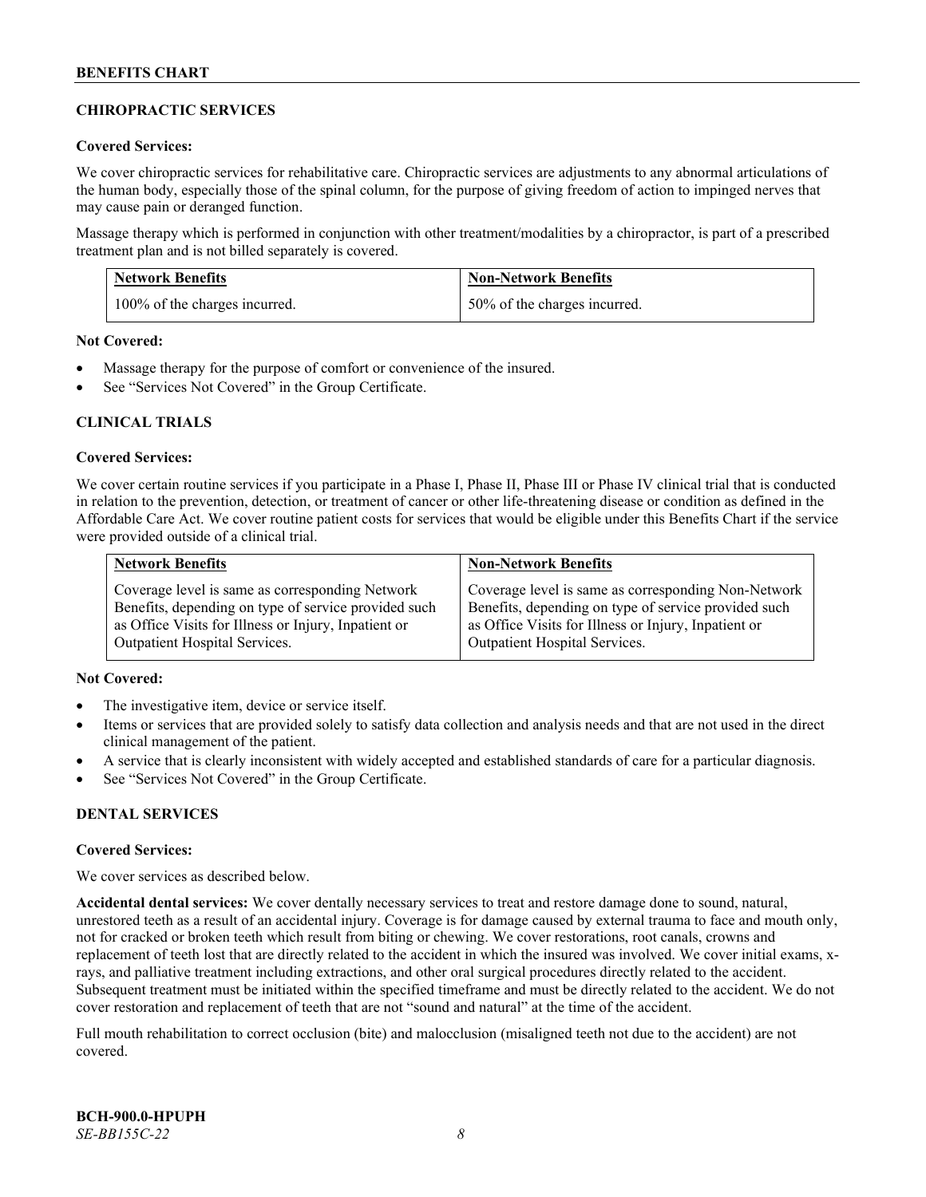## CHIROPRACTIC SERVICES

**Covered Services:**

We cover chiropractic services for rehabilitative care. Chiropractic services are adjustments to any abnormal articulations of the human body, especially those of the spinal column, for the purpose of giving freedom of action to impinged nerves that may cause pain or deranged function.

Massage therapy which is performed in conjunction with other treatment/modalities by a chiropractor, is part of a prescribed treatment plan and is not billed separately is covered.

| Network Benefits | Non-Network Benefits |
|---|---|
| 100% of the charges incurred. | 50% of the charges incurred. |

**Not Covered:**

- Massage therapy for the purpose of comfort or convenience of the insured.
- See "Services Not Covered" in the Group Certificate.

## CLINICAL TRIALS

**Covered Services:**

We cover certain routine services if you participate in a Phase I, Phase II, Phase III or Phase IV clinical trial that is conducted in relation to the prevention, detection, or treatment of cancer or other life-threatening disease or condition as defined in the Affordable Care Act. We cover routine patient costs for services that would be eligible under this Benefits Chart if the service were provided outside of a clinical trial.

| Network Benefits | Non-Network Benefits |
|---|---|
| Coverage level is same as corresponding Network Benefits, depending on type of service provided such as Office Visits for Illness or Injury, Inpatient or Outpatient Hospital Services. | Coverage level is same as corresponding Non-Network Benefits, depending on type of service provided such as Office Visits for Illness or Injury, Inpatient or Outpatient Hospital Services. |

**Not Covered:**

- The investigative item, device or service itself.
- Items or services that are provided solely to satisfy data collection and analysis needs and that are not used in the direct clinical management of the patient.
- A service that is clearly inconsistent with widely accepted and established standards of care for a particular diagnosis.
- See "Services Not Covered" in the Group Certificate.

## DENTAL SERVICES

**Covered Services:**

We cover services as described below.

**Accidental dental services:** We cover dentally necessary services to treat and restore damage done to sound, natural, unrestored teeth as a result of an accidental injury. Coverage is for damage caused by external trauma to face and mouth only, not for cracked or broken teeth which result from biting or chewing. We cover restorations, root canals, crowns and replacement of teeth lost that are directly related to the accident in which the insured was involved. We cover initial exams, x-rays, and palliative treatment including extractions, and other oral surgical procedures directly related to the accident. Subsequent treatment must be initiated within the specified timeframe and must be directly related to the accident. We do not cover restoration and replacement of teeth that are not "sound and natural" at the time of the accident.

Full mouth rehabilitation to correct occlusion (bite) and malocclusion (misaligned teeth not due to the accident) are not covered.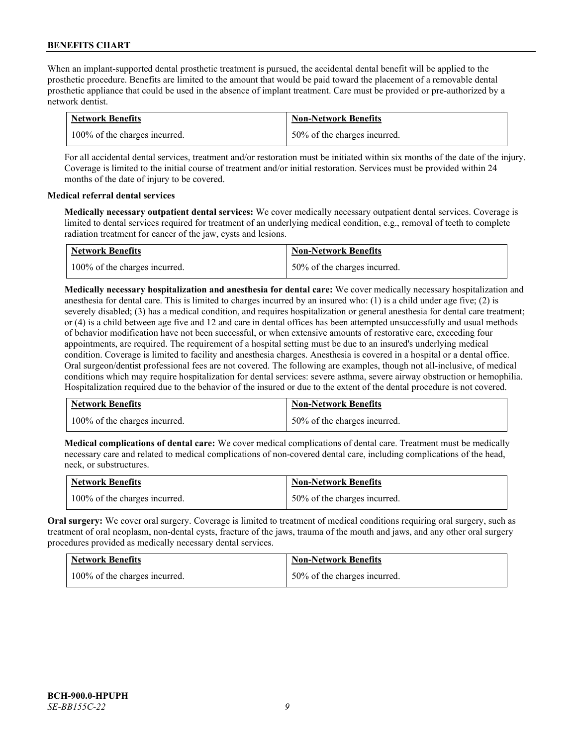When an implant-supported dental prosthetic treatment is pursued, the accidental dental benefit will be applied to the prosthetic procedure. Benefits are limited to the amount that would be paid toward the placement of a removable dental prosthetic appliance that could be used in the absence of implant treatment. Care must be provided or pre-authorized by a network dentist.

| Network Benefits | Non-Network Benefits |
|---|---|
| 100% of the charges incurred. | 50% of the charges incurred. |

For all accidental dental services, treatment and/or restoration must be initiated within six months of the date of the injury. Coverage is limited to the initial course of treatment and/or initial restoration. Services must be provided within 24 months of the date of injury to be covered.

**Medical referral dental services**

**Medically necessary outpatient dental services:** We cover medically necessary outpatient dental services. Coverage is limited to dental services required for treatment of an underlying medical condition, e.g., removal of teeth to complete radiation treatment for cancer of the jaw, cysts and lesions.

| Network Benefits | Non-Network Benefits |
|---|---|
| 100% of the charges incurred. | 50% of the charges incurred. |

**Medically necessary hospitalization and anesthesia for dental care:** We cover medically necessary hospitalization and anesthesia for dental care. This is limited to charges incurred by an insured who: (1) is a child under age five; (2) is severely disabled; (3) has a medical condition, and requires hospitalization or general anesthesia for dental care treatment; or (4) is a child between age five and 12 and care in dental offices has been attempted unsuccessfully and usual methods of behavior modification have not been successful, or when extensive amounts of restorative care, exceeding four appointments, are required. The requirement of a hospital setting must be due to an insured's underlying medical condition. Coverage is limited to facility and anesthesia charges. Anesthesia is covered in a hospital or a dental office. Oral surgeon/dentist professional fees are not covered. The following are examples, though not all-inclusive, of medical conditions which may require hospitalization for dental services: severe asthma, severe airway obstruction or hemophilia. Hospitalization required due to the behavior of the insured or due to the extent of the dental procedure is not covered.

| Network Benefits | Non-Network Benefits |
|---|---|
| 100% of the charges incurred. | 50% of the charges incurred. |

**Medical complications of dental care:** We cover medical complications of dental care. Treatment must be medically necessary care and related to medical complications of non-covered dental care, including complications of the head, neck, or substructures.

| Network Benefits | Non-Network Benefits |
|---|---|
| 100% of the charges incurred. | 50% of the charges incurred. |

**Oral surgery:** We cover oral surgery. Coverage is limited to treatment of medical conditions requiring oral surgery, such as treatment of oral neoplasm, non-dental cysts, fracture of the jaws, trauma of the mouth and jaws, and any other oral surgery procedures provided as medically necessary dental services.

| Network Benefits | Non-Network Benefits |
|---|---|
| 100% of the charges incurred. | 50% of the charges incurred. |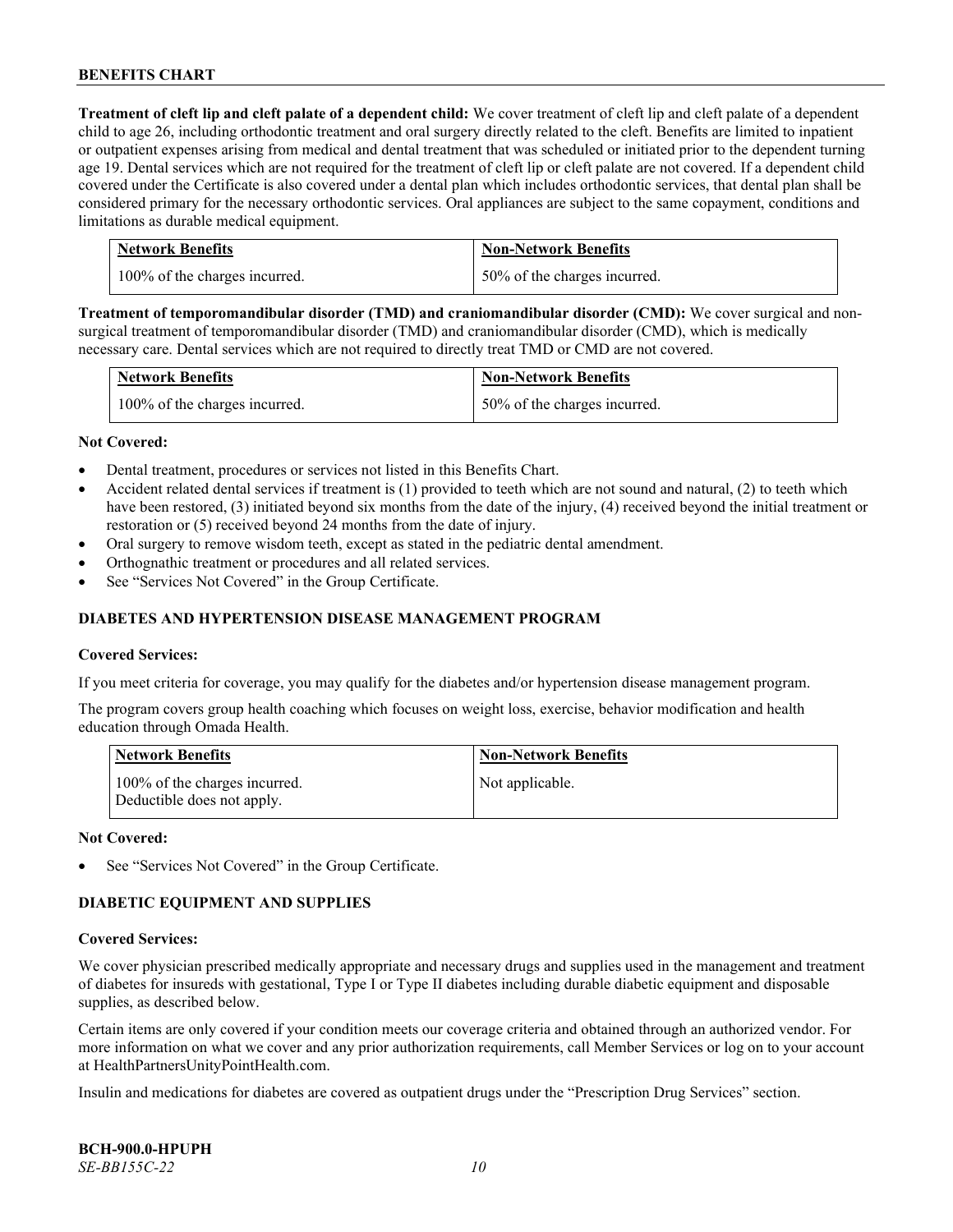**Treatment of cleft lip and cleft palate of a dependent child:** We cover treatment of cleft lip and cleft palate of a dependent child to age 26, including orthodontic treatment and oral surgery directly related to the cleft. Benefits are limited to inpatient or outpatient expenses arising from medical and dental treatment that was scheduled or initiated prior to the dependent turning age 19. Dental services which are not required for the treatment of cleft lip or cleft palate are not covered. If a dependent child covered under the Certificate is also covered under a dental plan which includes orthodontic services, that dental plan shall be considered primary for the necessary orthodontic services. Oral appliances are subject to the same copayment, conditions and limitations as durable medical equipment.

| Network Benefits | Non-Network Benefits |
|---|---|
| 100% of the charges incurred. | 50% of the charges incurred. |

**Treatment of temporomandibular disorder (TMD) and craniomandibular disorder (CMD):** We cover surgical and non-surgical treatment of temporomandibular disorder (TMD) and craniomandibular disorder (CMD), which is medically necessary care. Dental services which are not required to directly treat TMD or CMD are not covered.

| Network Benefits | Non-Network Benefits |
|---|---|
| 100% of the charges incurred. | 50% of the charges incurred. |

**Not Covered:**

- Dental treatment, procedures or services not listed in this Benefits Chart.
- Accident related dental services if treatment is (1) provided to teeth which are not sound and natural, (2) to teeth which have been restored, (3) initiated beyond six months from the date of the injury, (4) received beyond the initial treatment or restoration or (5) received beyond 24 months from the date of injury.
- Oral surgery to remove wisdom teeth, except as stated in the pediatric dental amendment.
- Orthognathic treatment or procedures and all related services.
- See "Services Not Covered" in the Group Certificate.

## DIABETES AND HYPERTENSION DISEASE MANAGEMENT PROGRAM

**Covered Services:**

If you meet criteria for coverage, you may qualify for the diabetes and/or hypertension disease management program.

The program covers group health coaching which focuses on weight loss, exercise, behavior modification and health education through Omada Health.

| Network Benefits | Non-Network Benefits |
|---|---|
| 100% of the charges incurred. Deductible does not apply. | Not applicable. |

**Not Covered:**

- See "Services Not Covered" in the Group Certificate.

## DIABETIC EQUIPMENT AND SUPPLIES

**Covered Services:**

We cover physician prescribed medically appropriate and necessary drugs and supplies used in the management and treatment of diabetes for insureds with gestational, Type I or Type II diabetes including durable diabetic equipment and disposable supplies, as described below.

Certain items are only covered if your condition meets our coverage criteria and obtained through an authorized vendor. For more information on what we cover and any prior authorization requirements, call Member Services or log on to your account at HealthPartnersUnityPointHealth.com.

Insulin and medications for diabetes are covered as outpatient drugs under the "Prescription Drug Services" section.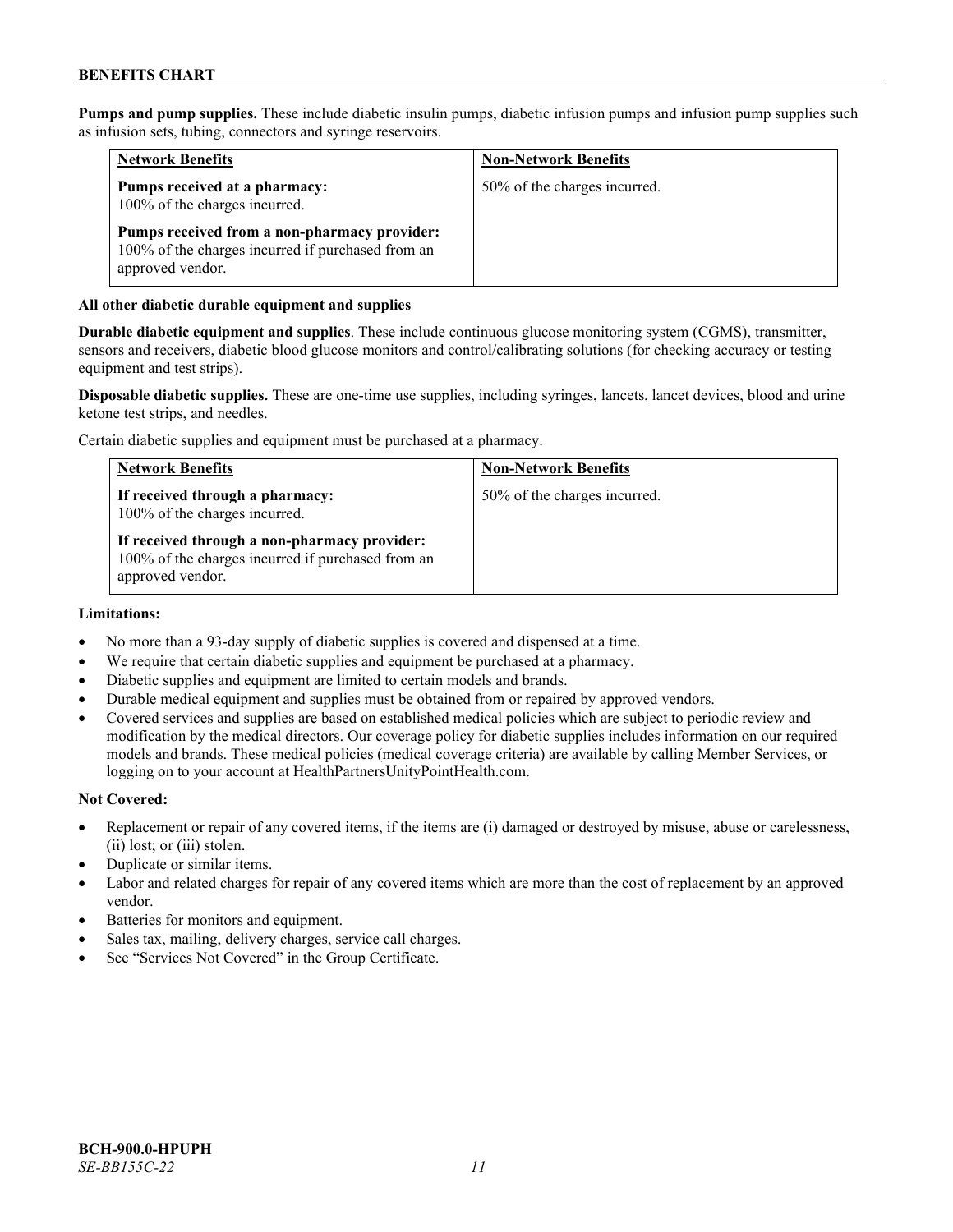**Pumps and pump supplies.** These include diabetic insulin pumps, diabetic infusion pumps and infusion pump supplies such as infusion sets, tubing, connectors and syringe reservoirs.

| Network Benefits | Non-Network Benefits |
|---|---|
| **Pumps received at a pharmacy:** 100% of the charges incurred.<br><br>**Pumps received from a non-pharmacy provider:** 100% of the charges incurred if purchased from an approved vendor. | 50% of the charges incurred. |

**All other diabetic durable equipment and supplies**

**Durable diabetic equipment and supplies**. These include continuous glucose monitoring system (CGMS), transmitter, sensors and receivers, diabetic blood glucose monitors and control/calibrating solutions (for checking accuracy or testing equipment and test strips).

**Disposable diabetic supplies.** These are one-time use supplies, including syringes, lancets, lancet devices, blood and urine ketone test strips, and needles.

Certain diabetic supplies and equipment must be purchased at a pharmacy.

| Network Benefits | Non-Network Benefits |
|---|---|
| **If received through a pharmacy:** 100% of the charges incurred.<br><br>**If received through a non-pharmacy provider:** 100% of the charges incurred if purchased from an approved vendor. | 50% of the charges incurred. |

**Limitations:**

- No more than a 93-day supply of diabetic supplies is covered and dispensed at a time.
- We require that certain diabetic supplies and equipment be purchased at a pharmacy.
- Diabetic supplies and equipment are limited to certain models and brands.
- Durable medical equipment and supplies must be obtained from or repaired by approved vendors.
- Covered services and supplies are based on established medical policies which are subject to periodic review and modification by the medical directors. Our coverage policy for diabetic supplies includes information on our required models and brands. These medical policies (medical coverage criteria) are available by calling Member Services, or logging on to your account at HealthPartnersUnityPointHealth.com.

**Not Covered:**

- Replacement or repair of any covered items, if the items are (i) damaged or destroyed by misuse, abuse or carelessness, (ii) lost; or (iii) stolen.
- Duplicate or similar items.
- Labor and related charges for repair of any covered items which are more than the cost of replacement by an approved vendor.
- Batteries for monitors and equipment.
- Sales tax, mailing, delivery charges, service call charges.
- See "Services Not Covered" in the Group Certificate.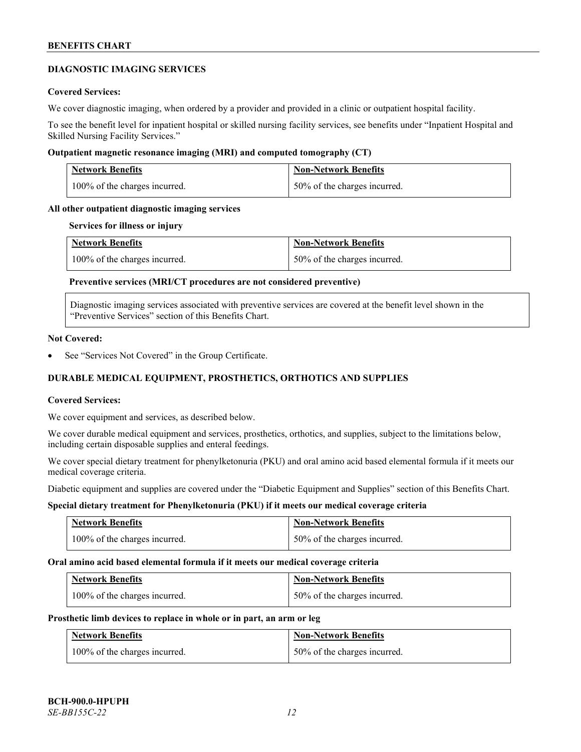## DIAGNOSTIC IMAGING SERVICES

**Covered Services:**

We cover diagnostic imaging, when ordered by a provider and provided in a clinic or outpatient hospital facility.

To see the benefit level for inpatient hospital or skilled nursing facility services, see benefits under "Inpatient Hospital and Skilled Nursing Facility Services."

**Outpatient magnetic resonance imaging (MRI) and computed tomography (CT)**

| Network Benefits | Non-Network Benefits |
|---|---|
| 100% of the charges incurred. | 50% of the charges incurred. |

**All other outpatient diagnostic imaging services**

**Services for illness or injury**

| Network Benefits | Non-Network Benefits |
|---|---|
| 100% of the charges incurred. | 50% of the charges incurred. |

**Preventive services (MRI/CT procedures are not considered preventive)**

Diagnostic imaging services associated with preventive services are covered at the benefit level shown in the "Preventive Services" section of this Benefits Chart.

**Not Covered:**

- See "Services Not Covered" in the Group Certificate.

## DURABLE MEDICAL EQUIPMENT, PROSTHETICS, ORTHOTICS AND SUPPLIES

**Covered Services:**

We cover equipment and services, as described below.

We cover durable medical equipment and services, prosthetics, orthotics, and supplies, subject to the limitations below, including certain disposable supplies and enteral feedings.

We cover special dietary treatment for phenylketonuria (PKU) and oral amino acid based elemental formula if it meets our medical coverage criteria.

Diabetic equipment and supplies are covered under the "Diabetic Equipment and Supplies" section of this Benefits Chart.

**Special dietary treatment for Phenylketonuria (PKU) if it meets our medical coverage criteria**

| Network Benefits | Non-Network Benefits |
|---|---|
| 100% of the charges incurred. | 50% of the charges incurred. |

**Oral amino acid based elemental formula if it meets our medical coverage criteria**

| Network Benefits | Non-Network Benefits |
|---|---|
| 100% of the charges incurred. | 50% of the charges incurred. |

**Prosthetic limb devices to replace in whole or in part, an arm or leg**

| Network Benefits | Non-Network Benefits |
|---|---|
| 100% of the charges incurred. | 50% of the charges incurred. |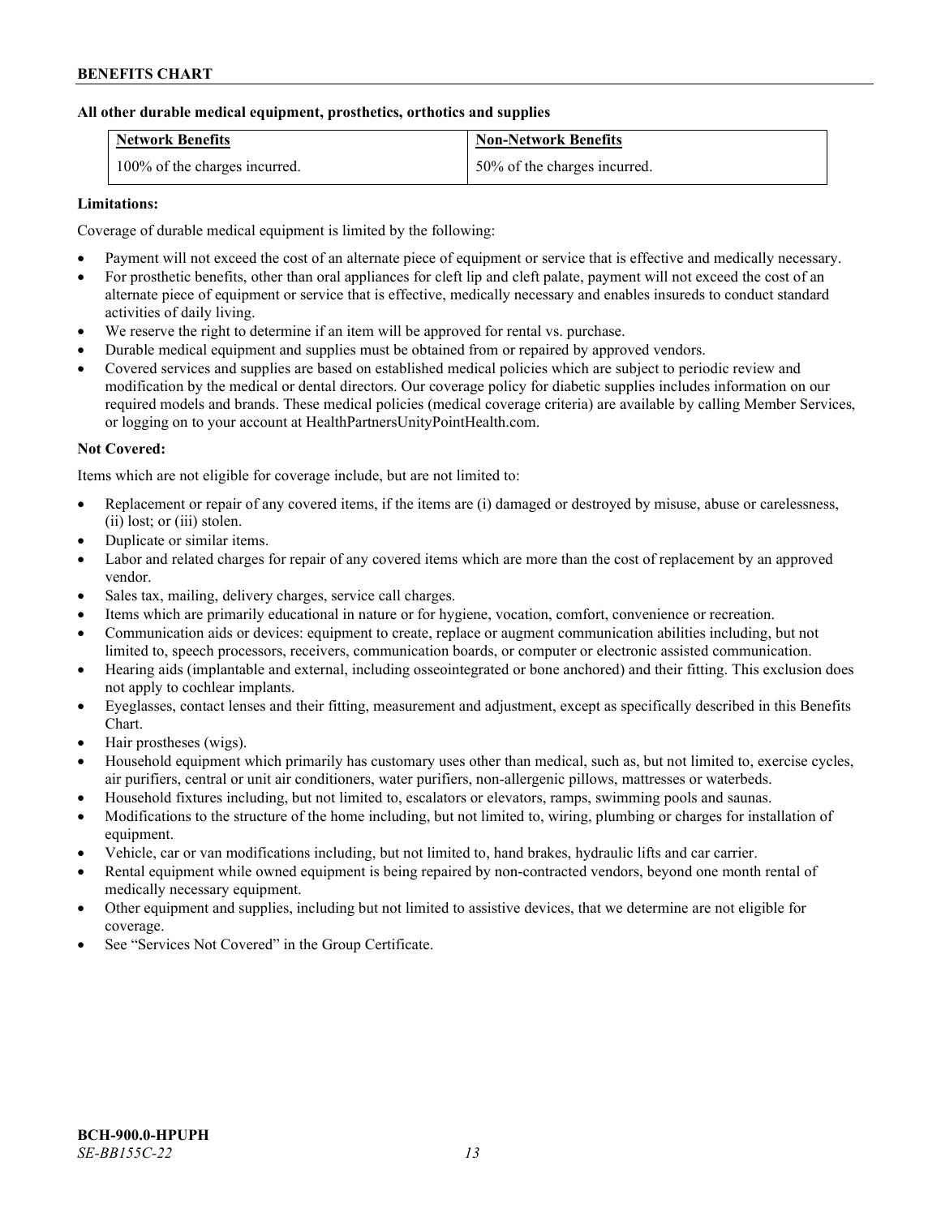**All other durable medical equipment, prosthetics, orthotics and supplies**

| Network Benefits | Non-Network Benefits |
| --- | --- |
| 100% of the charges incurred. | 50% of the charges incurred. |

**Limitations:**

Coverage of durable medical equipment is limited by the following:

- Payment will not exceed the cost of an alternate piece of equipment or service that is effective and medically necessary.
- For prosthetic benefits, other than oral appliances for cleft lip and cleft palate, payment will not exceed the cost of an alternate piece of equipment or service that is effective, medically necessary and enables insureds to conduct standard activities of daily living.
- We reserve the right to determine if an item will be approved for rental vs. purchase.
- Durable medical equipment and supplies must be obtained from or repaired by approved vendors.
- Covered services and supplies are based on established medical policies which are subject to periodic review and modification by the medical or dental directors. Our coverage policy for diabetic supplies includes information on our required models and brands. These medical policies (medical coverage criteria) are available by calling Member Services, or logging on to your account at HealthPartnersUnityPointHealth.com.

**Not Covered:**

Items which are not eligible for coverage include, but are not limited to:

- Replacement or repair of any covered items, if the items are (i) damaged or destroyed by misuse, abuse or carelessness, (ii) lost; or (iii) stolen.
- Duplicate or similar items.
- Labor and related charges for repair of any covered items which are more than the cost of replacement by an approved vendor.
- Sales tax, mailing, delivery charges, service call charges.
- Items which are primarily educational in nature or for hygiene, vocation, comfort, convenience or recreation.
- Communication aids or devices: equipment to create, replace or augment communication abilities including, but not limited to, speech processors, receivers, communication boards, or computer or electronic assisted communication.
- Hearing aids (implantable and external, including osseointegrated or bone anchored) and their fitting. This exclusion does not apply to cochlear implants.
- Eyeglasses, contact lenses and their fitting, measurement and adjustment, except as specifically described in this Benefits Chart.
- Hair prostheses (wigs).
- Household equipment which primarily has customary uses other than medical, such as, but not limited to, exercise cycles, air purifiers, central or unit air conditioners, water purifiers, non-allergenic pillows, mattresses or waterbeds.
- Household fixtures including, but not limited to, escalators or elevators, ramps, swimming pools and saunas.
- Modifications to the structure of the home including, but not limited to, wiring, plumbing or charges for installation of equipment.
- Vehicle, car or van modifications including, but not limited to, hand brakes, hydraulic lifts and car carrier.
- Rental equipment while owned equipment is being repaired by non-contracted vendors, beyond one month rental of medically necessary equipment.
- Other equipment and supplies, including but not limited to assistive devices, that we determine are not eligible for coverage.
- See "Services Not Covered" in the Group Certificate.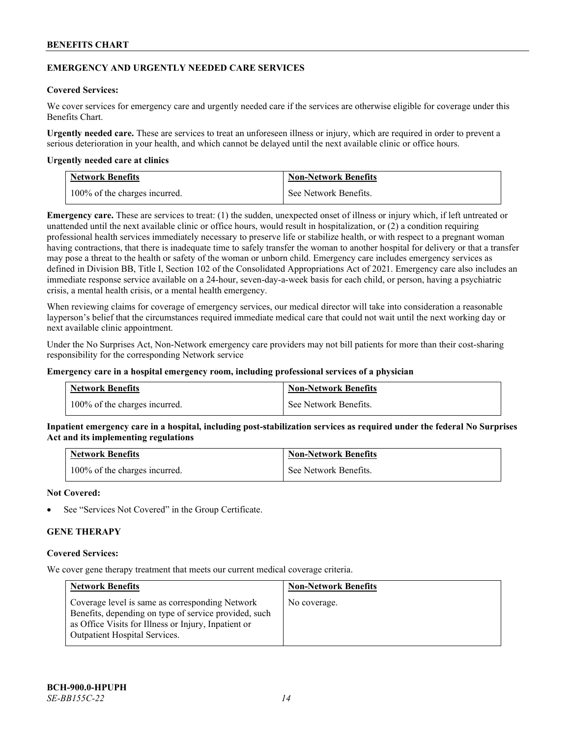## EMERGENCY AND URGENTLY NEEDED CARE SERVICES

**Covered Services:**

We cover services for emergency care and urgently needed care if the services are otherwise eligible for coverage under this Benefits Chart.

**Urgently needed care.** These are services to treat an unforeseen illness or injury, which are required in order to prevent a serious deterioration in your health, and which cannot be delayed until the next available clinic or office hours.

**Urgently needed care at clinics**

| Network Benefits | Non-Network Benefits |
| --- | --- |
| 100% of the charges incurred. | See Network Benefits. |

**Emergency care.** These are services to treat: (1) the sudden, unexpected onset of illness or injury which, if left untreated or unattended until the next available clinic or office hours, would result in hospitalization, or (2) a condition requiring professional health services immediately necessary to preserve life or stabilize health, or with respect to a pregnant woman having contractions, that there is inadequate time to safely transfer the woman to another hospital for delivery or that a transfer may pose a threat to the health or safety of the woman or unborn child. Emergency care includes emergency services as defined in Division BB, Title I, Section 102 of the Consolidated Appropriations Act of 2021. Emergency care also includes an immediate response service available on a 24-hour, seven-day-a-week basis for each child, or person, having a psychiatric crisis, a mental health crisis, or a mental health emergency.

When reviewing claims for coverage of emergency services, our medical director will take into consideration a reasonable layperson's belief that the circumstances required immediate medical care that could not wait until the next working day or next available clinic appointment.

Under the No Surprises Act, Non-Network emergency care providers may not bill patients for more than their cost-sharing responsibility for the corresponding Network service

**Emergency care in a hospital emergency room, including professional services of a physician**

| Network Benefits | Non-Network Benefits |
| --- | --- |
| 100% of the charges incurred. | See Network Benefits. |

**Inpatient emergency care in a hospital, including post-stabilization services as required under the federal No Surprises Act and its implementing regulations**

| Network Benefits | Non-Network Benefits |
| --- | --- |
| 100% of the charges incurred. | See Network Benefits. |

**Not Covered:**

- See "Services Not Covered" in the Group Certificate.

## GENE THERAPY

**Covered Services:**

We cover gene therapy treatment that meets our current medical coverage criteria.

| Network Benefits | Non-Network Benefits |
| --- | --- |
| Coverage level is same as corresponding Network Benefits, depending on type of service provided, such as Office Visits for Illness or Injury, Inpatient or Outpatient Hospital Services. | No coverage. |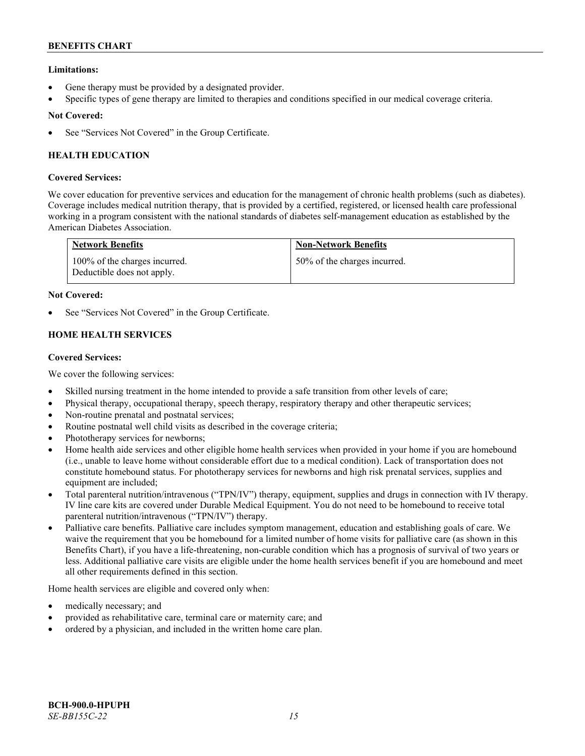**Limitations:**

- Gene therapy must be provided by a designated provider.
- Specific types of gene therapy are limited to therapies and conditions specified in our medical coverage criteria.

**Not Covered:**

- See "Services Not Covered" in the Group Certificate.

### HEALTH EDUCATION

**Covered Services:**

We cover education for preventive services and education for the management of chronic health problems (such as diabetes). Coverage includes medical nutrition therapy, that is provided by a certified, registered, or licensed health care professional working in a program consistent with the national standards of diabetes self-management education as established by the American Diabetes Association.

| Network Benefits | Non-Network Benefits |
|---|---|
| 100% of the charges incurred. Deductible does not apply. | 50% of the charges incurred. |

**Not Covered:**

- See "Services Not Covered" in the Group Certificate.

### HOME HEALTH SERVICES

**Covered Services:**

We cover the following services:

- Skilled nursing treatment in the home intended to provide a safe transition from other levels of care;
- Physical therapy, occupational therapy, speech therapy, respiratory therapy and other therapeutic services;
- Non-routine prenatal and postnatal services;
- Routine postnatal well child visits as described in the coverage criteria;
- Phototherapy services for newborns;
- Home health aide services and other eligible home health services when provided in your home if you are homebound (i.e., unable to leave home without considerable effort due to a medical condition). Lack of transportation does not constitute homebound status. For phototherapy services for newborns and high risk prenatal services, supplies and equipment are included;
- Total parenteral nutrition/intravenous ("TPN/IV") therapy, equipment, supplies and drugs in connection with IV therapy. IV line care kits are covered under Durable Medical Equipment. You do not need to be homebound to receive total parenteral nutrition/intravenous ("TPN/IV") therapy.
- Palliative care benefits. Palliative care includes symptom management, education and establishing goals of care. We waive the requirement that you be homebound for a limited number of home visits for palliative care (as shown in this Benefits Chart), if you have a life-threatening, non-curable condition which has a prognosis of survival of two years or less. Additional palliative care visits are eligible under the home health services benefit if you are homebound and meet all other requirements defined in this section.

Home health services are eligible and covered only when:

- medically necessary; and
- provided as rehabilitative care, terminal care or maternity care; and
- ordered by a physician, and included in the written home care plan.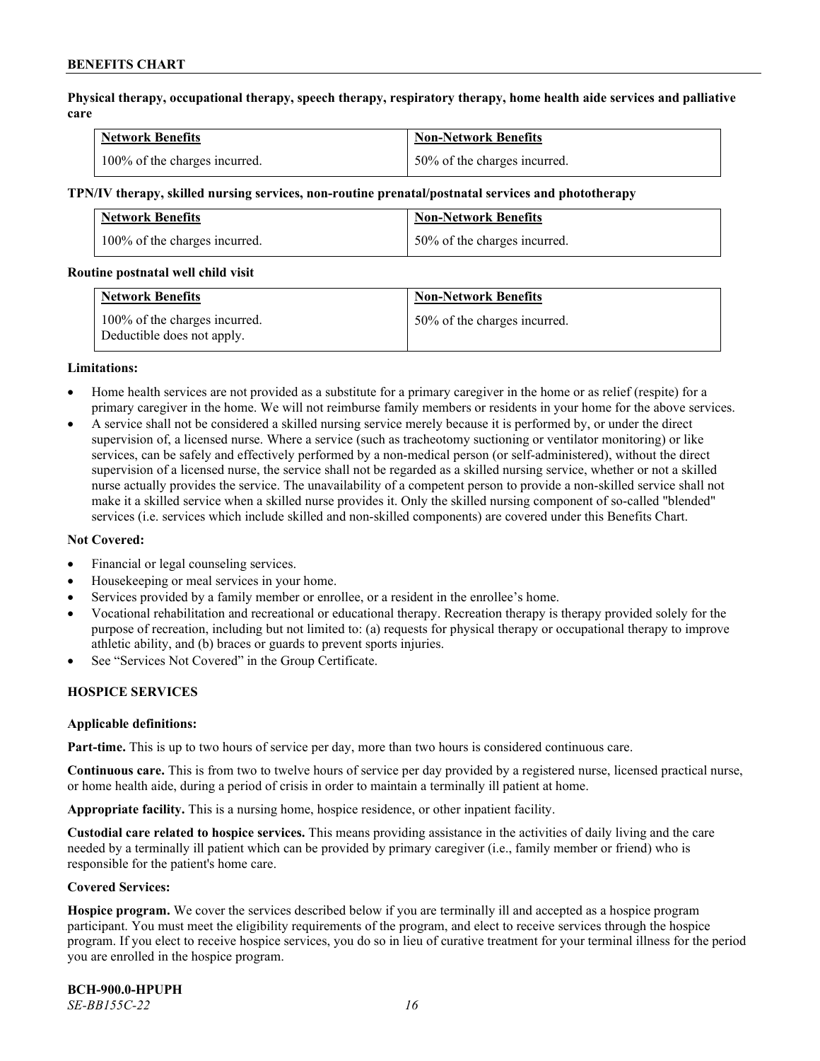**Physical therapy, occupational therapy, speech therapy, respiratory therapy, home health aide services and palliative care**

| Network Benefits | Non-Network Benefits |
|---|---|
| 100% of the charges incurred. | 50% of the charges incurred. |

**TPN/IV therapy, skilled nursing services, non-routine prenatal/postnatal services and phototherapy**

| Network Benefits | Non-Network Benefits |
|---|---|
| 100% of the charges incurred. | 50% of the charges incurred. |

**Routine postnatal well child visit**

| Network Benefits | Non-Network Benefits |
|---|---|
| 100% of the charges incurred. Deductible does not apply. | 50% of the charges incurred. |

**Limitations:**

- Home health services are not provided as a substitute for a primary caregiver in the home or as relief (respite) for a primary caregiver in the home. We will not reimburse family members or residents in your home for the above services.
- A service shall not be considered a skilled nursing service merely because it is performed by, or under the direct supervision of, a licensed nurse. Where a service (such as tracheotomy suctioning or ventilator monitoring) or like services, can be safely and effectively performed by a non-medical person (or self-administered), without the direct supervision of a licensed nurse, the service shall not be regarded as a skilled nursing service, whether or not a skilled nurse actually provides the service. The unavailability of a competent person to provide a non-skilled service shall not make it a skilled service when a skilled nurse provides it. Only the skilled nursing component of so-called "blended" services (i.e. services which include skilled and non-skilled components) are covered under this Benefits Chart.

**Not Covered:**

- Financial or legal counseling services.
- Housekeeping or meal services in your home.
- Services provided by a family member or enrollee, or a resident in the enrollee's home.
- Vocational rehabilitation and recreational or educational therapy. Recreation therapy is therapy provided solely for the purpose of recreation, including but not limited to: (a) requests for physical therapy or occupational therapy to improve athletic ability, and (b) braces or guards to prevent sports injuries.
- See "Services Not Covered" in the Group Certificate.

## HOSPICE SERVICES

**Applicable definitions:**

**Part-time.** This is up to two hours of service per day, more than two hours is considered continuous care.

**Continuous care.** This is from two to twelve hours of service per day provided by a registered nurse, licensed practical nurse, or home health aide, during a period of crisis in order to maintain a terminally ill patient at home.

**Appropriate facility.** This is a nursing home, hospice residence, or other inpatient facility.

**Custodial care related to hospice services.** This means providing assistance in the activities of daily living and the care needed by a terminally ill patient which can be provided by primary caregiver (i.e., family member or friend) who is responsible for the patient's home care.

**Covered Services:**

**Hospice program.** We cover the services described below if you are terminally ill and accepted as a hospice program participant. You must meet the eligibility requirements of the program, and elect to receive services through the hospice program. If you elect to receive hospice services, you do so in lieu of curative treatment for your terminal illness for the period you are enrolled in the hospice program.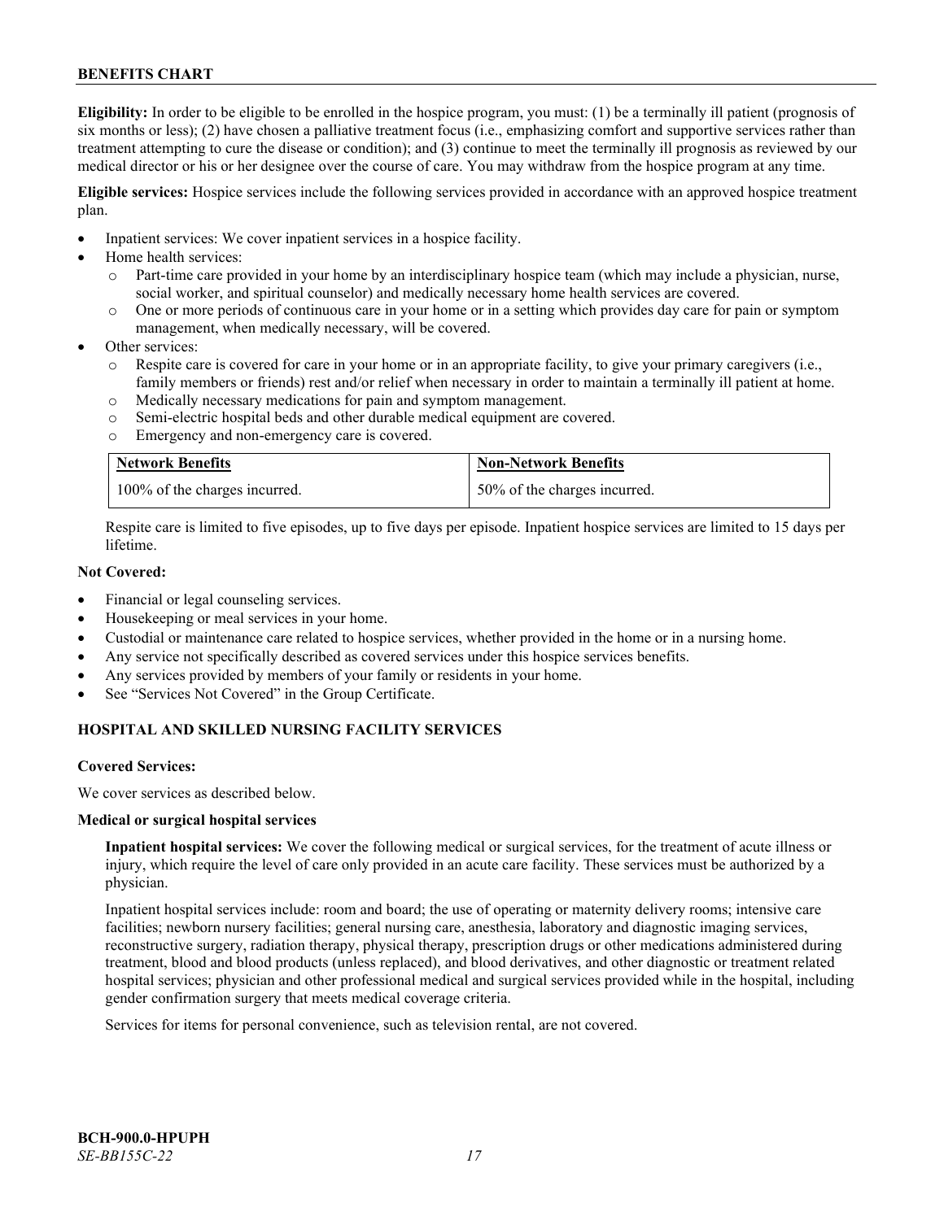**Eligibility:** In order to be eligible to be enrolled in the hospice program, you must: (1) be a terminally ill patient (prognosis of six months or less); (2) have chosen a palliative treatment focus (i.e., emphasizing comfort and supportive services rather than treatment attempting to cure the disease or condition); and (3) continue to meet the terminally ill prognosis as reviewed by our medical director or his or her designee over the course of care. You may withdraw from the hospice program at any time.

**Eligible services:** Hospice services include the following services provided in accordance with an approved hospice treatment plan.

- Inpatient services: We cover inpatient services in a hospice facility.
- Home health services:
  - Part-time care provided in your home by an interdisciplinary hospice team (which may include a physician, nurse, social worker, and spiritual counselor) and medically necessary home health services are covered.
  - One or more periods of continuous care in your home or in a setting which provides day care for pain or symptom management, when medically necessary, will be covered.
- Other services:
  - Respite care is covered for care in your home or in an appropriate facility, to give your primary caregivers (i.e., family members or friends) rest and/or relief when necessary in order to maintain a terminally ill patient at home.
  - Medically necessary medications for pain and symptom management.
  - Semi-electric hospital beds and other durable medical equipment are covered.
  - Emergency and non-emergency care is covered.

| Network Benefits | Non-Network Benefits |
|---|---|
| 100% of the charges incurred. | 50% of the charges incurred. |

Respite care is limited to five episodes, up to five days per episode. Inpatient hospice services are limited to 15 days per lifetime.

**Not Covered:**

- Financial or legal counseling services.
- Housekeeping or meal services in your home.
- Custodial or maintenance care related to hospice services, whether provided in the home or in a nursing home.
- Any service not specifically described as covered services under this hospice services benefits.
- Any services provided by members of your family or residents in your home.
- See "Services Not Covered" in the Group Certificate.

## HOSPITAL AND SKILLED NURSING FACILITY SERVICES

**Covered Services:**

We cover services as described below.

**Medical or surgical hospital services**

**Inpatient hospital services:** We cover the following medical or surgical services, for the treatment of acute illness or injury, which require the level of care only provided in an acute care facility. These services must be authorized by a physician.

Inpatient hospital services include: room and board; the use of operating or maternity delivery rooms; intensive care facilities; newborn nursery facilities; general nursing care, anesthesia, laboratory and diagnostic imaging services, reconstructive surgery, radiation therapy, physical therapy, prescription drugs or other medications administered during treatment, blood and blood products (unless replaced), and blood derivatives, and other diagnostic or treatment related hospital services; physician and other professional medical and surgical services provided while in the hospital, including gender confirmation surgery that meets medical coverage criteria.

Services for items for personal convenience, such as television rental, are not covered.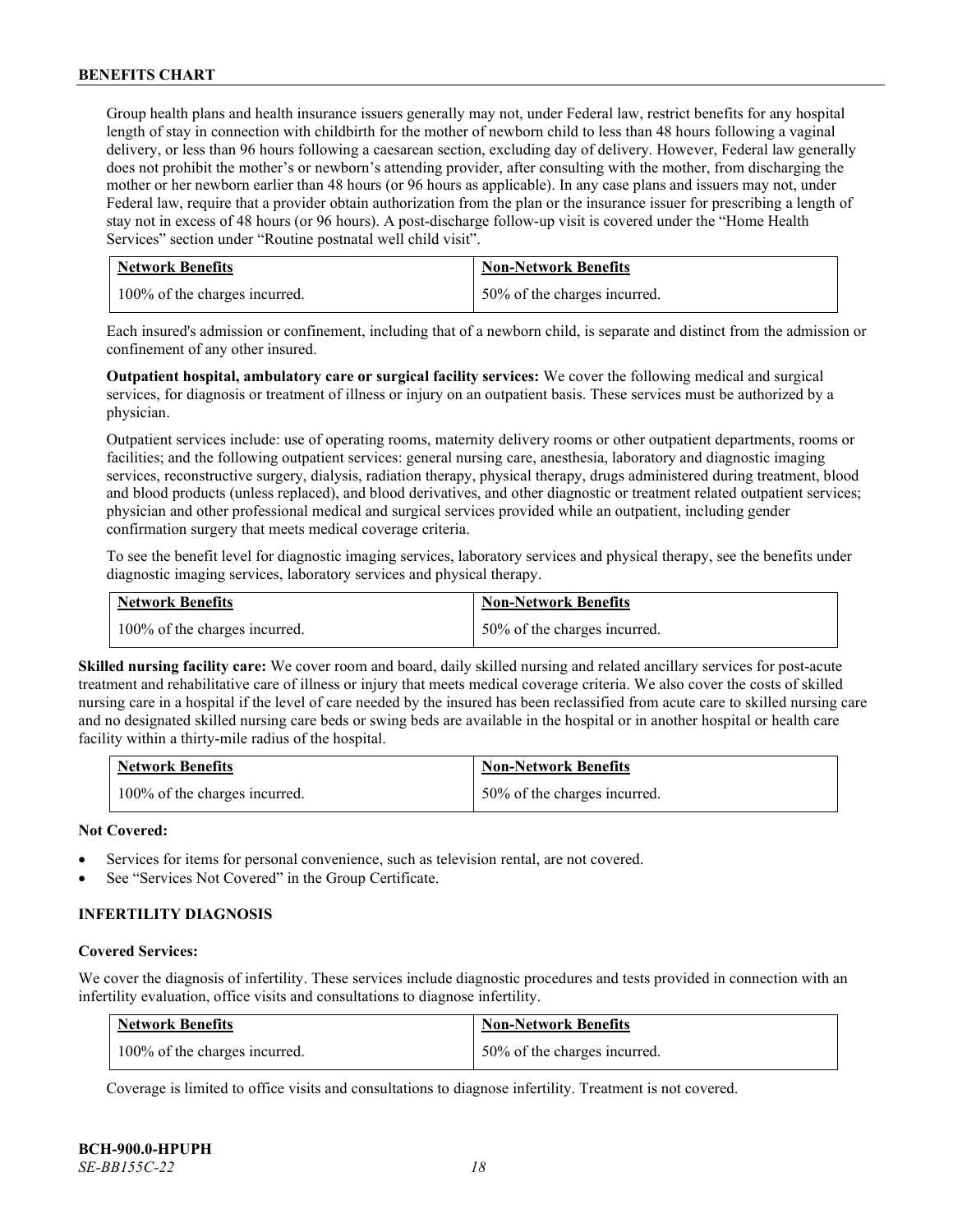Group health plans and health insurance issuers generally may not, under Federal law, restrict benefits for any hospital length of stay in connection with childbirth for the mother of newborn child to less than 48 hours following a vaginal delivery, or less than 96 hours following a caesarean section, excluding day of delivery. However, Federal law generally does not prohibit the mother's or newborn's attending provider, after consulting with the mother, from discharging the mother or her newborn earlier than 48 hours (or 96 hours as applicable). In any case plans and issuers may not, under Federal law, require that a provider obtain authorization from the plan or the insurance issuer for prescribing a length of stay not in excess of 48 hours (or 96 hours). A post-discharge follow-up visit is covered under the "Home Health Services" section under "Routine postnatal well child visit".

| Network Benefits | Non-Network Benefits |
|---|---|
| 100% of the charges incurred. | 50% of the charges incurred. |

Each insured's admission or confinement, including that of a newborn child, is separate and distinct from the admission or confinement of any other insured.

**Outpatient hospital, ambulatory care or surgical facility services:** We cover the following medical and surgical services, for diagnosis or treatment of illness or injury on an outpatient basis. These services must be authorized by a physician.

Outpatient services include: use of operating rooms, maternity delivery rooms or other outpatient departments, rooms or facilities; and the following outpatient services: general nursing care, anesthesia, laboratory and diagnostic imaging services, reconstructive surgery, dialysis, radiation therapy, physical therapy, drugs administered during treatment, blood and blood products (unless replaced), and blood derivatives, and other diagnostic or treatment related outpatient services; physician and other professional medical and surgical services provided while an outpatient, including gender confirmation surgery that meets medical coverage criteria.

To see the benefit level for diagnostic imaging services, laboratory services and physical therapy, see the benefits under diagnostic imaging services, laboratory services and physical therapy.

| Network Benefits | Non-Network Benefits |
|---|---|
| 100% of the charges incurred. | 50% of the charges incurred. |

**Skilled nursing facility care:** We cover room and board, daily skilled nursing and related ancillary services for post-acute treatment and rehabilitative care of illness or injury that meets medical coverage criteria. We also cover the costs of skilled nursing care in a hospital if the level of care needed by the insured has been reclassified from acute care to skilled nursing care and no designated skilled nursing care beds or swing beds are available in the hospital or in another hospital or health care facility within a thirty-mile radius of the hospital.

| Network Benefits | Non-Network Benefits |
|---|---|
| 100% of the charges incurred. | 50% of the charges incurred. |

**Not Covered:**

- Services for items for personal convenience, such as television rental, are not covered.
- See "Services Not Covered" in the Group Certificate.

### INFERTILITY DIAGNOSIS

**Covered Services:**

We cover the diagnosis of infertility. These services include diagnostic procedures and tests provided in connection with an infertility evaluation, office visits and consultations to diagnose infertility.

| Network Benefits | Non-Network Benefits |
|---|---|
| 100% of the charges incurred. | 50% of the charges incurred. |

Coverage is limited to office visits and consultations to diagnose infertility. Treatment is not covered.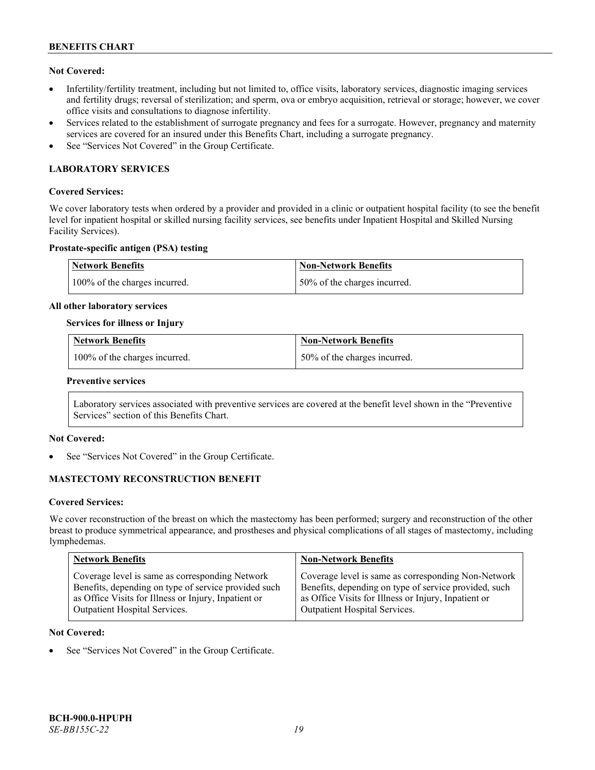**Not Covered:**

- Infertility/fertility treatment, including but not limited to, office visits, laboratory services, diagnostic imaging services and fertility drugs; reversal of sterilization; and sperm, ova or embryo acquisition, retrieval or storage; however, we cover office visits and consultations to diagnose infertility.
- Services related to the establishment of surrogate pregnancy and fees for a surrogate. However, pregnancy and maternity services are covered for an insured under this Benefits Chart, including a surrogate pregnancy.
- See "Services Not Covered" in the Group Certificate.

## LABORATORY SERVICES

**Covered Services:**

We cover laboratory tests when ordered by a provider and provided in a clinic or outpatient hospital facility (to see the benefit level for inpatient hospital or skilled nursing facility services, see benefits under Inpatient Hospital and Skilled Nursing Facility Services).

**Prostate-specific antigen (PSA) testing**

| Network Benefits | Non-Network Benefits |
|---|---|
| 100% of the charges incurred. | 50% of the charges incurred. |

**All other laboratory services**

**Services for illness or Injury**

| Network Benefits | Non-Network Benefits |
|---|---|
| 100% of the charges incurred. | 50% of the charges incurred. |

**Preventive services**

Laboratory services associated with preventive services are covered at the benefit level shown in the "Preventive Services" section of this Benefits Chart.

**Not Covered:**

- See "Services Not Covered" in the Group Certificate.

## MASTECTOMY RECONSTRUCTION BENEFIT

**Covered Services:**

We cover reconstruction of the breast on which the mastectomy has been performed; surgery and reconstruction of the other breast to produce symmetrical appearance, and prostheses and physical complications of all stages of mastectomy, including lymphedemas.

| Network Benefits | Non-Network Benefits |
|---|---|
| Coverage level is same as corresponding Network Benefits, depending on type of service provided such as Office Visits for Illness or Injury, Inpatient or Outpatient Hospital Services. | Coverage level is same as corresponding Non-Network Benefits, depending on type of service provided, such as Office Visits for Illness or Injury, Inpatient or Outpatient Hospital Services. |

**Not Covered:**

- See "Services Not Covered" in the Group Certificate.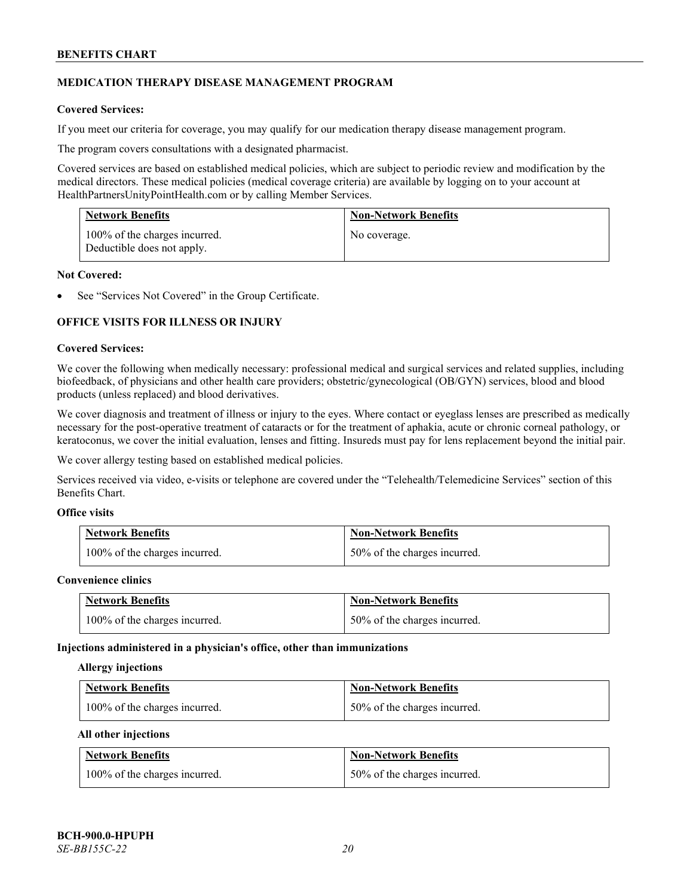## MEDICATION THERAPY DISEASE MANAGEMENT PROGRAM

**Covered Services:**

If you meet our criteria for coverage, you may qualify for our medication therapy disease management program.

The program covers consultations with a designated pharmacist.

Covered services are based on established medical policies, which are subject to periodic review and modification by the medical directors. These medical policies (medical coverage criteria) are available by logging on to your account at HealthPartnersUnityPointHealth.com or by calling Member Services.

| Network Benefits | Non-Network Benefits |
|---|---|
| 100% of the charges incurred. Deductible does not apply. | No coverage. |

**Not Covered:**

- See "Services Not Covered" in the Group Certificate.

## OFFICE VISITS FOR ILLNESS OR INJURY

**Covered Services:**

We cover the following when medically necessary: professional medical and surgical services and related supplies, including biofeedback, of physicians and other health care providers; obstetric/gynecological (OB/GYN) services, blood and blood products (unless replaced) and blood derivatives.

We cover diagnosis and treatment of illness or injury to the eyes. Where contact or eyeglass lenses are prescribed as medically necessary for the post-operative treatment of cataracts or for the treatment of aphakia, acute or chronic corneal pathology, or keratoconus, we cover the initial evaluation, lenses and fitting. Insureds must pay for lens replacement beyond the initial pair.

We cover allergy testing based on established medical policies.

Services received via video, e-visits or telephone are covered under the "Telehealth/Telemedicine Services" section of this Benefits Chart.

**Office visits**

| Network Benefits | Non-Network Benefits |
|---|---|
| 100% of the charges incurred. | 50% of the charges incurred. |

**Convenience clinics**

| Network Benefits | Non-Network Benefits |
|---|---|
| 100% of the charges incurred. | 50% of the charges incurred. |

**Injections administered in a physician's office, other than immunizations**

**Allergy injections**

| Network Benefits | Non-Network Benefits |
|---|---|
| 100% of the charges incurred. | 50% of the charges incurred. |

**All other injections**

| Network Benefits | Non-Network Benefits |
|---|---|
| 100% of the charges incurred. | 50% of the charges incurred. |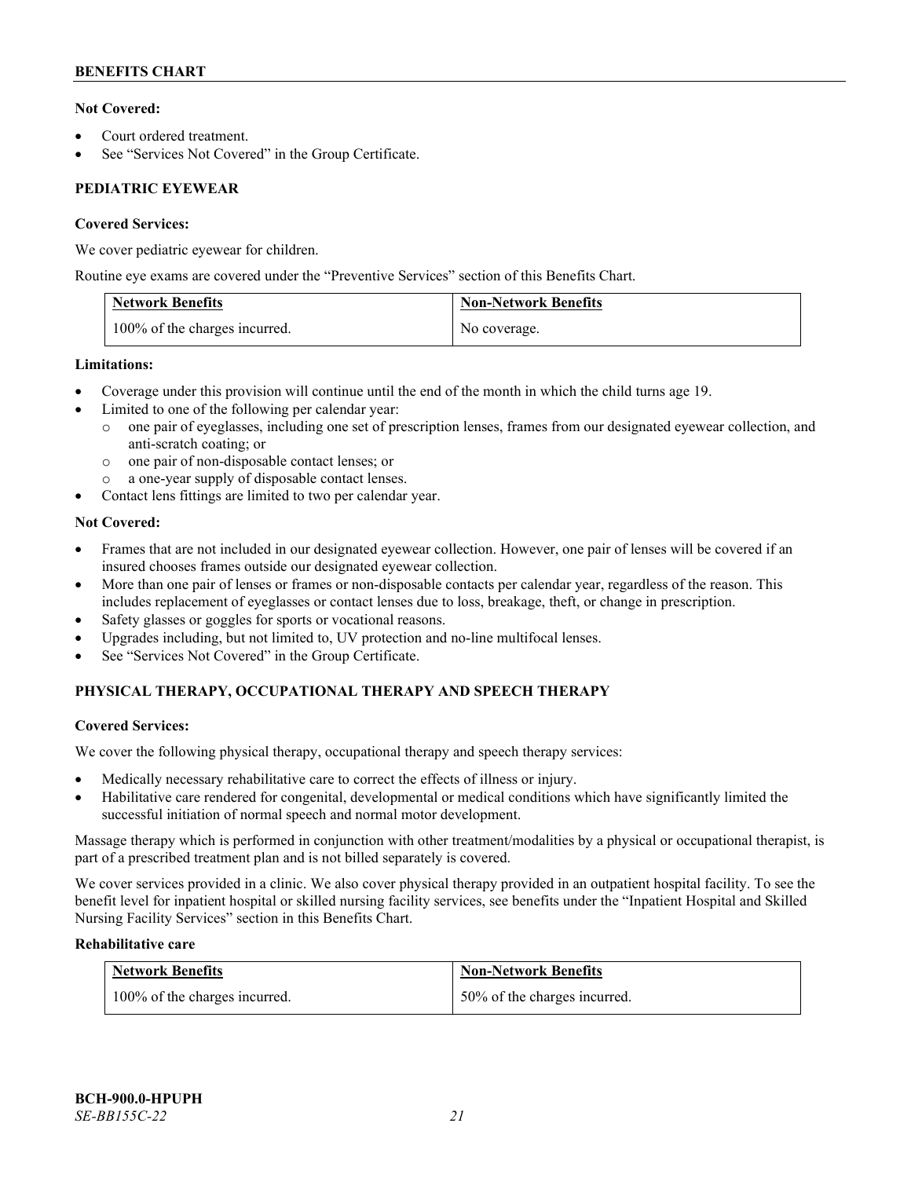**Not Covered:**

- Court ordered treatment.
- See "Services Not Covered" in the Group Certificate.

**PEDIATRIC EYEWEAR**

**Covered Services:**

We cover pediatric eyewear for children.

Routine eye exams are covered under the "Preventive Services" section of this Benefits Chart.

| Network Benefits | Non-Network Benefits |
| --- | --- |
| 100% of the charges incurred. | No coverage. |

**Limitations:**

- Coverage under this provision will continue until the end of the month in which the child turns age 19.
- Limited to one of the following per calendar year:
  - one pair of eyeglasses, including one set of prescription lenses, frames from our designated eyewear collection, and anti-scratch coating; or
  - one pair of non-disposable contact lenses; or
  - a one-year supply of disposable contact lenses.
- Contact lens fittings are limited to two per calendar year.

**Not Covered:**

- Frames that are not included in our designated eyewear collection. However, one pair of lenses will be covered if an insured chooses frames outside our designated eyewear collection.
- More than one pair of lenses or frames or non-disposable contacts per calendar year, regardless of the reason. This includes replacement of eyeglasses or contact lenses due to loss, breakage, theft, or change in prescription.
- Safety glasses or goggles for sports or vocational reasons.
- Upgrades including, but not limited to, UV protection and no-line multifocal lenses.
- See "Services Not Covered" in the Group Certificate.

**PHYSICAL THERAPY, OCCUPATIONAL THERAPY AND SPEECH THERAPY**

**Covered Services:**

We cover the following physical therapy, occupational therapy and speech therapy services:

- Medically necessary rehabilitative care to correct the effects of illness or injury.
- Habilitative care rendered for congenital, developmental or medical conditions which have significantly limited the successful initiation of normal speech and normal motor development.

Massage therapy which is performed in conjunction with other treatment/modalities by a physical or occupational therapist, is part of a prescribed treatment plan and is not billed separately is covered.

We cover services provided in a clinic. We also cover physical therapy provided in an outpatient hospital facility. To see the benefit level for inpatient hospital or skilled nursing facility services, see benefits under the "Inpatient Hospital and Skilled Nursing Facility Services" section in this Benefits Chart.

**Rehabilitative care**

| Network Benefits | Non-Network Benefits |
| --- | --- |
| 100% of the charges incurred. | 50% of the charges incurred. |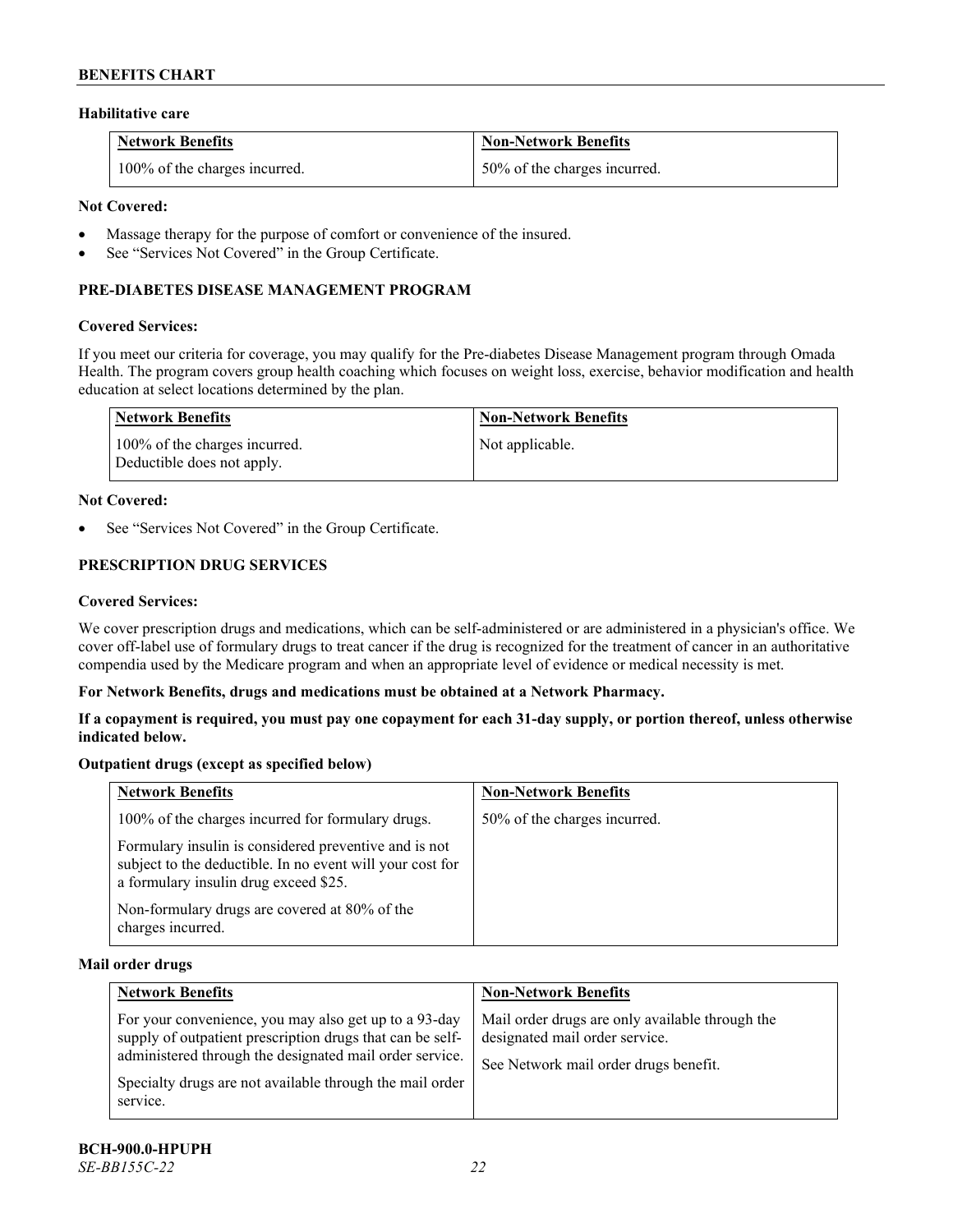### Habilitative care

| Network Benefits | Non-Network Benefits |
|---|---|
| 100% of the charges incurred. | 50% of the charges incurred. |

**Not Covered:**

- Massage therapy for the purpose of comfort or convenience of the insured.
- See "Services Not Covered" in the Group Certificate.

## PRE-DIABETES DISEASE MANAGEMENT PROGRAM

**Covered Services:**

If you meet our criteria for coverage, you may qualify for the Pre-diabetes Disease Management program through Omada Health. The program covers group health coaching which focuses on weight loss, exercise, behavior modification and health education at select locations determined by the plan.

| Network Benefits | Non-Network Benefits |
|---|---|
| 100% of the charges incurred. Deductible does not apply. | Not applicable. |

**Not Covered:**

- See "Services Not Covered" in the Group Certificate.

## PRESCRIPTION DRUG SERVICES

**Covered Services:**

We cover prescription drugs and medications, which can be self-administered or are administered in a physician's office. We cover off-label use of formulary drugs to treat cancer if the drug is recognized for the treatment of cancer in an authoritative compendia used by the Medicare program and when an appropriate level of evidence or medical necessity is met.

**For Network Benefits, drugs and medications must be obtained at a Network Pharmacy.**

**If a copayment is required, you must pay one copayment for each 31-day supply, or portion thereof, unless otherwise indicated below.**

### Outpatient drugs (except as specified below)

| Network Benefits | Non-Network Benefits |
|---|---|
| 100% of the charges incurred for formulary drugs.<br><br>Formulary insulin is considered preventive and is not subject to the deductible. In no event will your cost for a formulary insulin drug exceed $25.<br><br>Non-formulary drugs are covered at 80% of the charges incurred. | 50% of the charges incurred. |

### Mail order drugs

| Network Benefits | Non-Network Benefits |
|---|---|
| For your convenience, you may also get up to a 93-day supply of outpatient prescription drugs that can be self-administered through the designated mail order service.<br><br>Specialty drugs are not available through the mail order service. | Mail order drugs are only available through the designated mail order service.<br><br>See Network mail order drugs benefit. |

BCH-900.0-HPUPH
*SE-BB155C-22*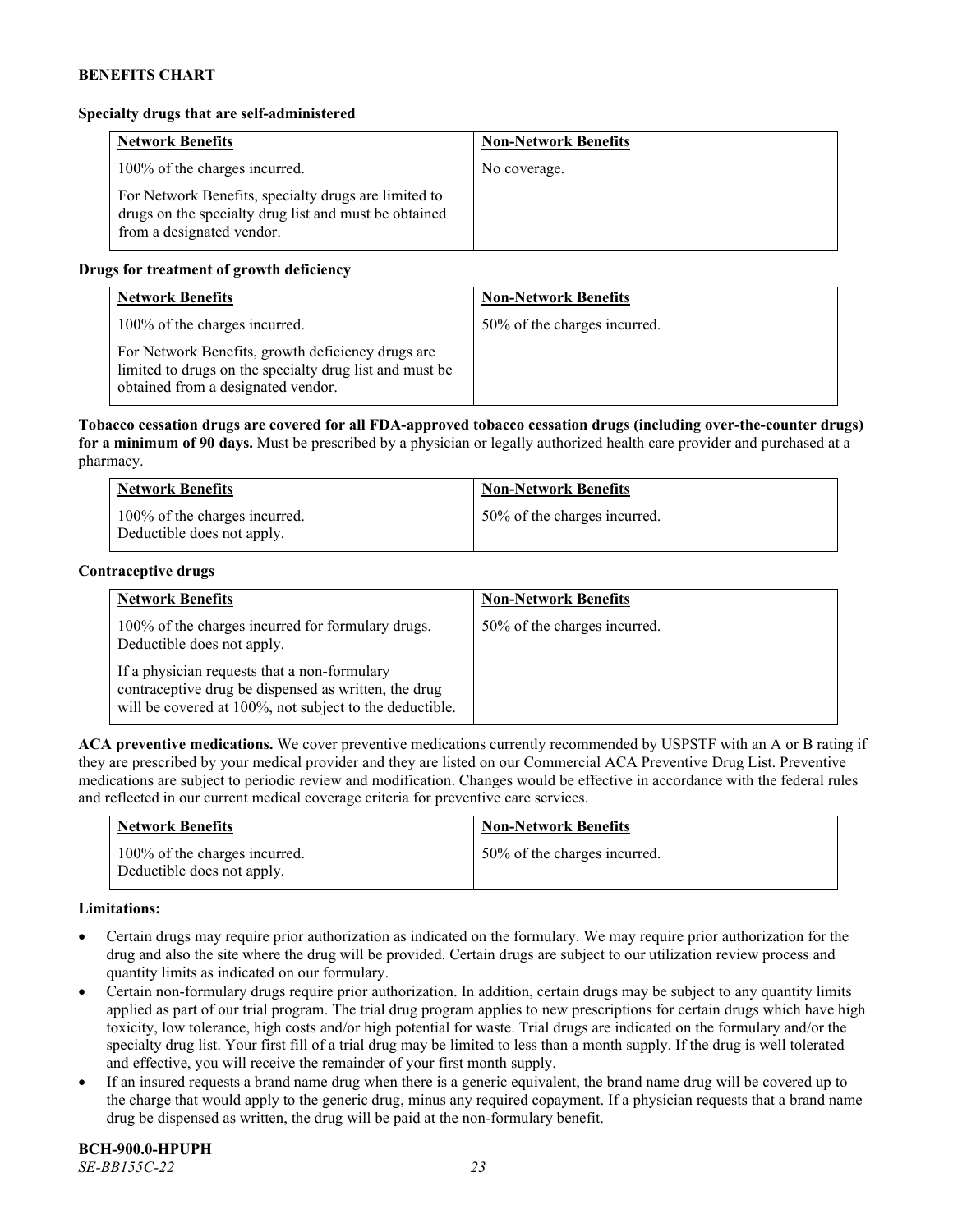**Specialty drugs that are self-administered**

| Network Benefits | Non-Network Benefits |
| --- | --- |
| 100% of the charges incurred.<br><br>For Network Benefits, specialty drugs are limited to drugs on the specialty drug list and must be obtained from a designated vendor. | No coverage. |

**Drugs for treatment of growth deficiency**

| Network Benefits | Non-Network Benefits |
| --- | --- |
| 100% of the charges incurred.<br><br>For Network Benefits, growth deficiency drugs are limited to drugs on the specialty drug list and must be obtained from a designated vendor. | 50% of the charges incurred. |

**Tobacco cessation drugs are covered for all FDA-approved tobacco cessation drugs (including over-the-counter drugs) for a minimum of 90 days.** Must be prescribed by a physician or legally authorized health care provider and purchased at a pharmacy.

| Network Benefits | Non-Network Benefits |
| --- | --- |
| 100% of the charges incurred.<br>Deductible does not apply. | 50% of the charges incurred. |

**Contraceptive drugs**

| Network Benefits | Non-Network Benefits |
| --- | --- |
| 100% of the charges incurred for formulary drugs.<br>Deductible does not apply.<br><br>If a physician requests that a non-formulary contraceptive drug be dispensed as written, the drug will be covered at 100%, not subject to the deductible. | 50% of the charges incurred. |

**ACA preventive medications.** We cover preventive medications currently recommended by USPSTF with an A or B rating if they are prescribed by your medical provider and they are listed on our Commercial ACA Preventive Drug List. Preventive medications are subject to periodic review and modification. Changes would be effective in accordance with the federal rules and reflected in our current medical coverage criteria for preventive care services.

| Network Benefits | Non-Network Benefits |
| --- | --- |
| 100% of the charges incurred.<br>Deductible does not apply. | 50% of the charges incurred. |

**Limitations:**

- Certain drugs may require prior authorization as indicated on the formulary. We may require prior authorization for the drug and also the site where the drug will be provided. Certain drugs are subject to our utilization review process and quantity limits as indicated on our formulary.
- Certain non-formulary drugs require prior authorization. In addition, certain drugs may be subject to any quantity limits applied as part of our trial program. The trial drug program applies to new prescriptions for certain drugs which have high toxicity, low tolerance, high costs and/or high potential for waste. Trial drugs are indicated on the formulary and/or the specialty drug list. Your first fill of a trial drug may be limited to less than a month supply. If the drug is well tolerated and effective, you will receive the remainder of your first month supply.
- If an insured requests a brand name drug when there is a generic equivalent, the brand name drug will be covered up to the charge that would apply to the generic drug, minus any required copayment. If a physician requests that a brand name drug be dispensed as written, the drug will be paid at the non-formulary benefit.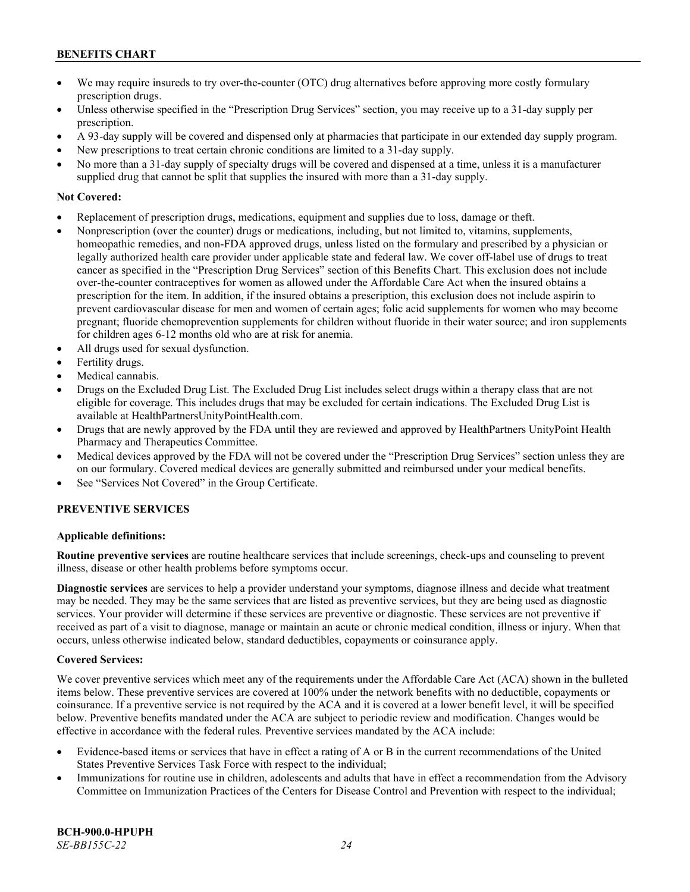- We may require insureds to try over-the-counter (OTC) drug alternatives before approving more costly formulary prescription drugs.
- Unless otherwise specified in the "Prescription Drug Services" section, you may receive up to a 31-day supply per prescription.
- A 93-day supply will be covered and dispensed only at pharmacies that participate in our extended day supply program.
- New prescriptions to treat certain chronic conditions are limited to a 31-day supply.
- No more than a 31-day supply of specialty drugs will be covered and dispensed at a time, unless it is a manufacturer supplied drug that cannot be split that supplies the insured with more than a 31-day supply.

**Not Covered:**

- Replacement of prescription drugs, medications, equipment and supplies due to loss, damage or theft.
- Nonprescription (over the counter) drugs or medications, including, but not limited to, vitamins, supplements, homeopathic remedies, and non-FDA approved drugs, unless listed on the formulary and prescribed by a physician or legally authorized health care provider under applicable state and federal law. We cover off-label use of drugs to treat cancer as specified in the "Prescription Drug Services" section of this Benefits Chart. This exclusion does not include over-the-counter contraceptives for women as allowed under the Affordable Care Act when the insured obtains a prescription for the item. In addition, if the insured obtains a prescription, this exclusion does not include aspirin to prevent cardiovascular disease for men and women of certain ages; folic acid supplements for women who may become pregnant; fluoride chemoprevention supplements for children without fluoride in their water source; and iron supplements for children ages 6-12 months old who are at risk for anemia.
- All drugs used for sexual dysfunction.
- Fertility drugs.
- Medical cannabis.
- Drugs on the Excluded Drug List. The Excluded Drug List includes select drugs within a therapy class that are not eligible for coverage. This includes drugs that may be excluded for certain indications. The Excluded Drug List is available at HealthPartnersUnityPointHealth.com.
- Drugs that are newly approved by the FDA until they are reviewed and approved by HealthPartners UnityPoint Health Pharmacy and Therapeutics Committee.
- Medical devices approved by the FDA will not be covered under the "Prescription Drug Services" section unless they are on our formulary. Covered medical devices are generally submitted and reimbursed under your medical benefits.
- See "Services Not Covered" in the Group Certificate.

## PREVENTIVE SERVICES

**Applicable definitions:**

**Routine preventive services** are routine healthcare services that include screenings, check-ups and counseling to prevent illness, disease or other health problems before symptoms occur.

**Diagnostic services** are services to help a provider understand your symptoms, diagnose illness and decide what treatment may be needed. They may be the same services that are listed as preventive services, but they are being used as diagnostic services. Your provider will determine if these services are preventive or diagnostic. These services are not preventive if received as part of a visit to diagnose, manage or maintain an acute or chronic medical condition, illness or injury. When that occurs, unless otherwise indicated below, standard deductibles, copayments or coinsurance apply.

**Covered Services:**

We cover preventive services which meet any of the requirements under the Affordable Care Act (ACA) shown in the bulleted items below. These preventive services are covered at 100% under the network benefits with no deductible, copayments or coinsurance. If a preventive service is not required by the ACA and it is covered at a lower benefit level, it will be specified below. Preventive benefits mandated under the ACA are subject to periodic review and modification. Changes would be effective in accordance with the federal rules. Preventive services mandated by the ACA include:

- Evidence-based items or services that have in effect a rating of A or B in the current recommendations of the United States Preventive Services Task Force with respect to the individual;
- Immunizations for routine use in children, adolescents and adults that have in effect a recommendation from the Advisory Committee on Immunization Practices of the Centers for Disease Control and Prevention with respect to the individual;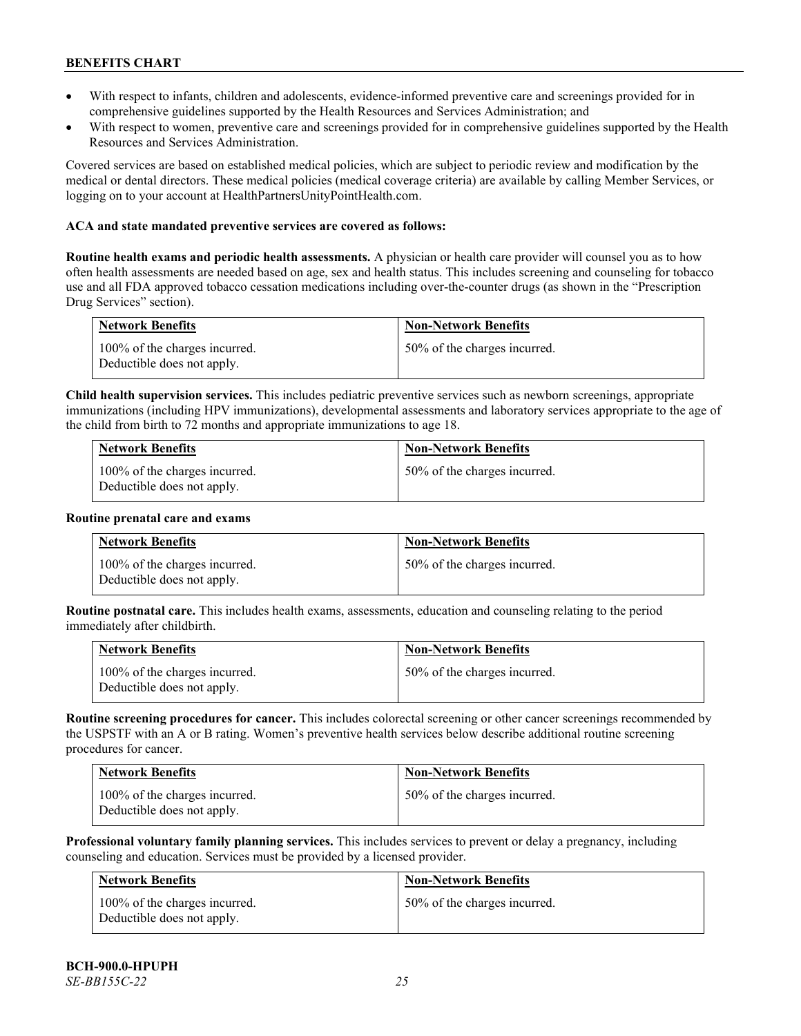- With respect to infants, children and adolescents, evidence-informed preventive care and screenings provided for in comprehensive guidelines supported by the Health Resources and Services Administration; and
- With respect to women, preventive care and screenings provided for in comprehensive guidelines supported by the Health Resources and Services Administration.

Covered services are based on established medical policies, which are subject to periodic review and modification by the medical or dental directors. These medical policies (medical coverage criteria) are available by calling Member Services, or logging on to your account at HealthPartnersUnityPointHealth.com.

**ACA and state mandated preventive services are covered as follows:**

**Routine health exams and periodic health assessments.** A physician or health care provider will counsel you as to how often health assessments are needed based on age, sex and health status. This includes screening and counseling for tobacco use and all FDA approved tobacco cessation medications including over-the-counter drugs (as shown in the "Prescription Drug Services" section).

| Network Benefits | Non-Network Benefits |
|---|---|
| 100% of the charges incurred. Deductible does not apply. | 50% of the charges incurred. |

**Child health supervision services.** This includes pediatric preventive services such as newborn screenings, appropriate immunizations (including HPV immunizations), developmental assessments and laboratory services appropriate to the age of the child from birth to 72 months and appropriate immunizations to age 18.

| Network Benefits | Non-Network Benefits |
|---|---|
| 100% of the charges incurred. Deductible does not apply. | 50% of the charges incurred. |

**Routine prenatal care and exams**

| Network Benefits | Non-Network Benefits |
|---|---|
| 100% of the charges incurred. Deductible does not apply. | 50% of the charges incurred. |

**Routine postnatal care.** This includes health exams, assessments, education and counseling relating to the period immediately after childbirth.

| Network Benefits | Non-Network Benefits |
|---|---|
| 100% of the charges incurred. Deductible does not apply. | 50% of the charges incurred. |

**Routine screening procedures for cancer.** This includes colorectal screening or other cancer screenings recommended by the USPSTF with an A or B rating. Women's preventive health services below describe additional routine screening procedures for cancer.

| Network Benefits | Non-Network Benefits |
|---|---|
| 100% of the charges incurred. Deductible does not apply. | 50% of the charges incurred. |

**Professional voluntary family planning services.** This includes services to prevent or delay a pregnancy, including counseling and education. Services must be provided by a licensed provider.

| Network Benefits | Non-Network Benefits |
|---|---|
| 100% of the charges incurred. Deductible does not apply. | 50% of the charges incurred. |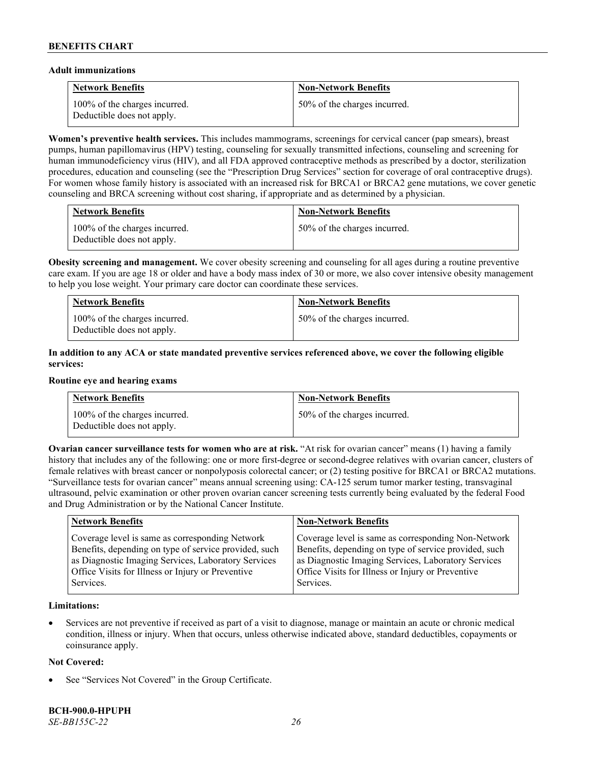**Adult immunizations**

| Network Benefits | Non-Network Benefits |
|---|---|
| 100% of the charges incurred. Deductible does not apply. | 50% of the charges incurred. |

**Women's preventive health services.** This includes mammograms, screenings for cervical cancer (pap smears), breast pumps, human papillomavirus (HPV) testing, counseling for sexually transmitted infections, counseling and screening for human immunodeficiency virus (HIV), and all FDA approved contraceptive methods as prescribed by a doctor, sterilization procedures, education and counseling (see the "Prescription Drug Services" section for coverage of oral contraceptive drugs). For women whose family history is associated with an increased risk for BRCA1 or BRCA2 gene mutations, we cover genetic counseling and BRCA screening without cost sharing, if appropriate and as determined by a physician.

| Network Benefits | Non-Network Benefits |
|---|---|
| 100% of the charges incurred. Deductible does not apply. | 50% of the charges incurred. |

**Obesity screening and management.** We cover obesity screening and counseling for all ages during a routine preventive care exam. If you are age 18 or older and have a body mass index of 30 or more, we also cover intensive obesity management to help you lose weight. Your primary care doctor can coordinate these services.

| Network Benefits | Non-Network Benefits |
|---|---|
| 100% of the charges incurred. Deductible does not apply. | 50% of the charges incurred. |

**In addition to any ACA or state mandated preventive services referenced above, we cover the following eligible services:**

**Routine eye and hearing exams**

| Network Benefits | Non-Network Benefits |
|---|---|
| 100% of the charges incurred. Deductible does not apply. | 50% of the charges incurred. |

**Ovarian cancer surveillance tests for women who are at risk.** "At risk for ovarian cancer" means (1) having a family history that includes any of the following: one or more first-degree or second-degree relatives with ovarian cancer, clusters of female relatives with breast cancer or nonpolyposis colorectal cancer; or (2) testing positive for BRCA1 or BRCA2 mutations. "Surveillance tests for ovarian cancer" means annual screening using: CA-125 serum tumor marker testing, transvaginal ultrasound, pelvic examination or other proven ovarian cancer screening tests currently being evaluated by the federal Food and Drug Administration or by the National Cancer Institute.

| Network Benefits | Non-Network Benefits |
|---|---|
| Coverage level is same as corresponding Network Benefits, depending on type of service provided, such as Diagnostic Imaging Services, Laboratory Services Office Visits for Illness or Injury or Preventive Services. | Coverage level is same as corresponding Non-Network Benefits, depending on type of service provided, such as Diagnostic Imaging Services, Laboratory Services Office Visits for Illness or Injury or Preventive Services. |

**Limitations:**

- Services are not preventive if received as part of a visit to diagnose, manage or maintain an acute or chronic medical condition, illness or injury. When that occurs, unless otherwise indicated above, standard deductibles, copayments or coinsurance apply.

**Not Covered:**

- See "Services Not Covered" in the Group Certificate.

**BCH-900.0-HPUPH**
*SE-BB155C-22*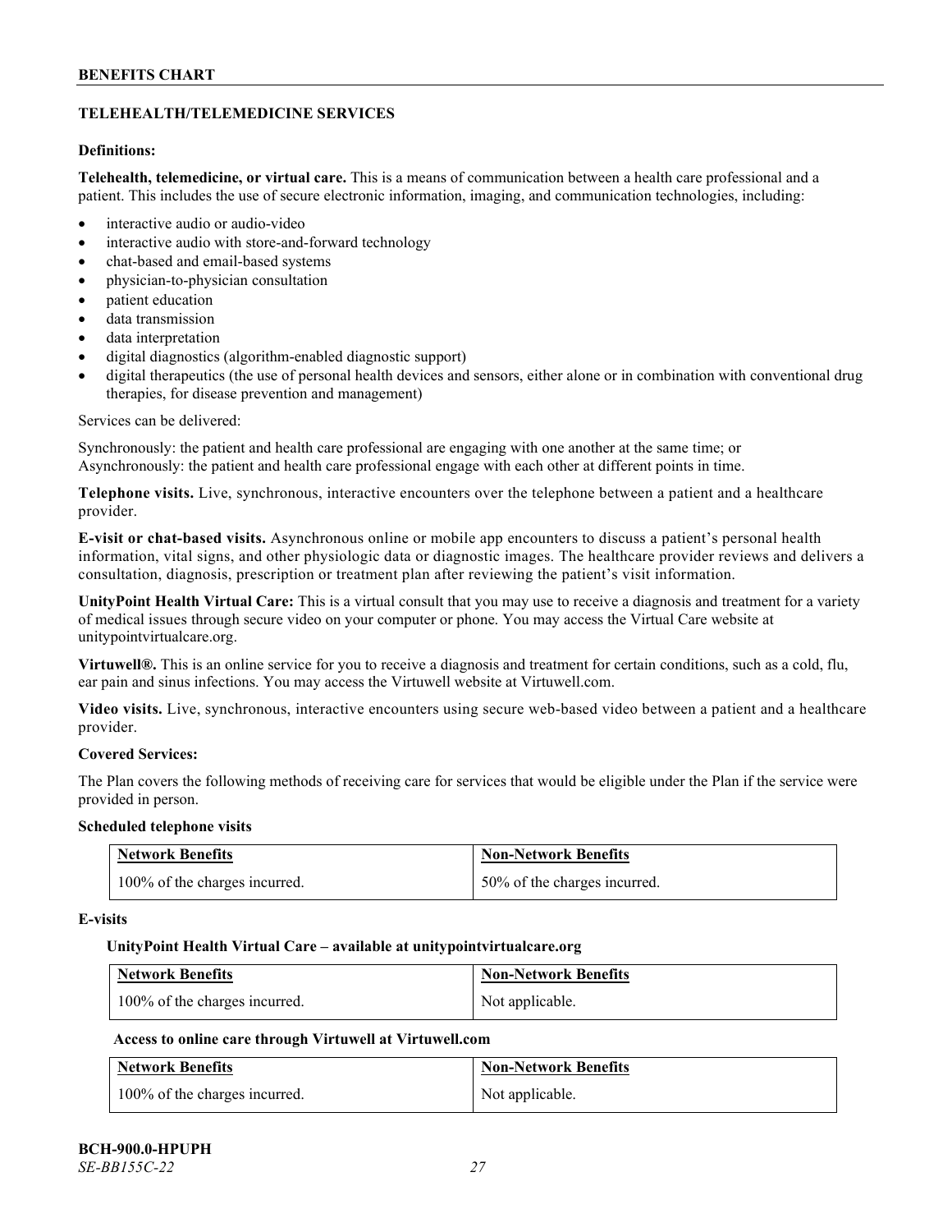## TELEHEALTH/TELEMEDICINE SERVICES

**Definitions:**

**Telehealth, telemedicine, or virtual care.** This is a means of communication between a health care professional and a patient. This includes the use of secure electronic information, imaging, and communication technologies, including:

- interactive audio or audio-video
- interactive audio with store-and-forward technology
- chat-based and email-based systems
- physician-to-physician consultation
- patient education
- data transmission
- data interpretation
- digital diagnostics (algorithm-enabled diagnostic support)
- digital therapeutics (the use of personal health devices and sensors, either alone or in combination with conventional drug therapies, for disease prevention and management)

Services can be delivered:

Synchronously: the patient and health care professional are engaging with one another at the same time; or
Asynchronously: the patient and health care professional engage with each other at different points in time.

**Telephone visits.** Live, synchronous, interactive encounters over the telephone between a patient and a healthcare provider.

**E-visit or chat-based visits.** Asynchronous online or mobile app encounters to discuss a patient's personal health information, vital signs, and other physiologic data or diagnostic images. The healthcare provider reviews and delivers a consultation, diagnosis, prescription or treatment plan after reviewing the patient's visit information.

**UnityPoint Health Virtual Care:** This is a virtual consult that you may use to receive a diagnosis and treatment for a variety of medical issues through secure video on your computer or phone. You may access the Virtual Care website at unitypointvirtualcare.org.

**Virtuwell®.** This is an online service for you to receive a diagnosis and treatment for certain conditions, such as a cold, flu, ear pain and sinus infections. You may access the Virtuwell website at Virtuwell.com.

**Video visits.** Live, synchronous, interactive encounters using secure web-based video between a patient and a healthcare provider.

**Covered Services:**

The Plan covers the following methods of receiving care for services that would be eligible under the Plan if the service were provided in person.

**Scheduled telephone visits**

| Network Benefits | Non-Network Benefits |
|---|---|
| 100% of the charges incurred. | 50% of the charges incurred. |

**E-visits**

**UnityPoint Health Virtual Care – available at unitypointvirtualcare.org**

| Network Benefits | Non-Network Benefits |
|---|---|
| 100% of the charges incurred. | Not applicable. |

**Access to online care through Virtuwell at Virtuwell.com**

| Network Benefits | Non-Network Benefits |
|---|---|
| 100% of the charges incurred. | Not applicable. |

**BCH-900.0-HPUPH**
*SE-BB155C-22*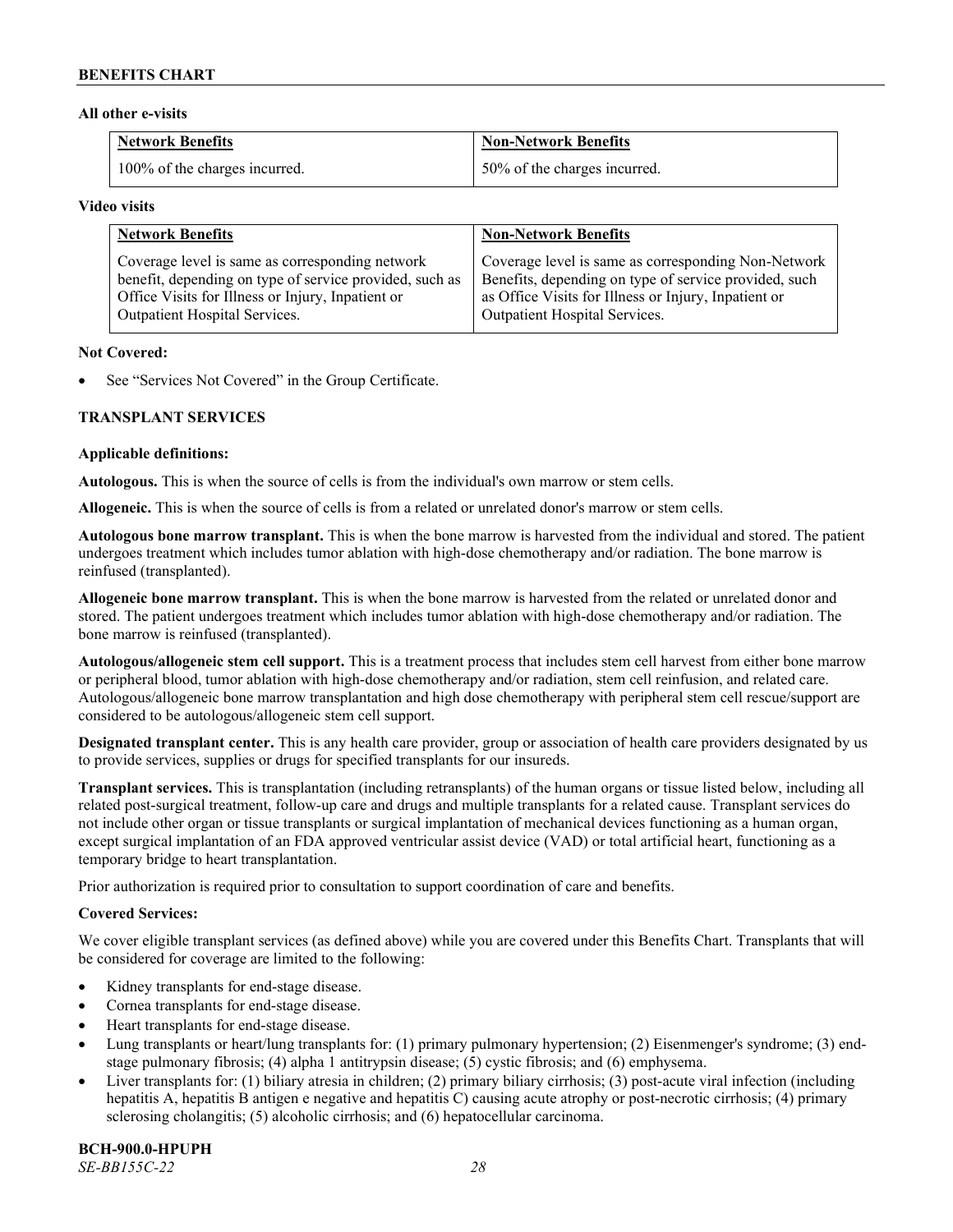**All other e-visits**

| Network Benefits | Non-Network Benefits |
| --- | --- |
| 100% of the charges incurred. | 50% of the charges incurred. |

**Video visits**

| Network Benefits | Non-Network Benefits |
| --- | --- |
| Coverage level is same as corresponding network benefit, depending on type of service provided, such as Office Visits for Illness or Injury, Inpatient or Outpatient Hospital Services. | Coverage level is same as corresponding Non-Network Benefits, depending on type of service provided, such as Office Visits for Illness or Injury, Inpatient or Outpatient Hospital Services. |

**Not Covered:**

- See "Services Not Covered" in the Group Certificate.

## TRANSPLANT SERVICES

**Applicable definitions:**

**Autologous.** This is when the source of cells is from the individual's own marrow or stem cells.

**Allogeneic.** This is when the source of cells is from a related or unrelated donor's marrow or stem cells.

**Autologous bone marrow transplant.** This is when the bone marrow is harvested from the individual and stored. The patient undergoes treatment which includes tumor ablation with high-dose chemotherapy and/or radiation. The bone marrow is reinfused (transplanted).

**Allogeneic bone marrow transplant.** This is when the bone marrow is harvested from the related or unrelated donor and stored. The patient undergoes treatment which includes tumor ablation with high-dose chemotherapy and/or radiation. The bone marrow is reinfused (transplanted).

**Autologous/allogeneic stem cell support.** This is a treatment process that includes stem cell harvest from either bone marrow or peripheral blood, tumor ablation with high-dose chemotherapy and/or radiation, stem cell reinfusion, and related care. Autologous/allogeneic bone marrow transplantation and high dose chemotherapy with peripheral stem cell rescue/support are considered to be autologous/allogeneic stem cell support.

**Designated transplant center.** This is any health care provider, group or association of health care providers designated by us to provide services, supplies or drugs for specified transplants for our insureds.

**Transplant services.** This is transplantation (including retransplants) of the human organs or tissue listed below, including all related post-surgical treatment, follow-up care and drugs and multiple transplants for a related cause. Transplant services do not include other organ or tissue transplants or surgical implantation of mechanical devices functioning as a human organ, except surgical implantation of an FDA approved ventricular assist device (VAD) or total artificial heart, functioning as a temporary bridge to heart transplantation.

Prior authorization is required prior to consultation to support coordination of care and benefits.

**Covered Services:**

We cover eligible transplant services (as defined above) while you are covered under this Benefits Chart. Transplants that will be considered for coverage are limited to the following:

- Kidney transplants for end-stage disease.
- Cornea transplants for end-stage disease.
- Heart transplants for end-stage disease.
- Lung transplants or heart/lung transplants for: (1) primary pulmonary hypertension; (2) Eisenmenger's syndrome; (3) end-stage pulmonary fibrosis; (4) alpha 1 antitrypsin disease; (5) cystic fibrosis; and (6) emphysema.
- Liver transplants for: (1) biliary atresia in children; (2) primary biliary cirrhosis; (3) post-acute viral infection (including hepatitis A, hepatitis B antigen e negative and hepatitis C) causing acute atrophy or post-necrotic cirrhosis; (4) primary sclerosing cholangitis; (5) alcoholic cirrhosis; and (6) hepatocellular carcinoma.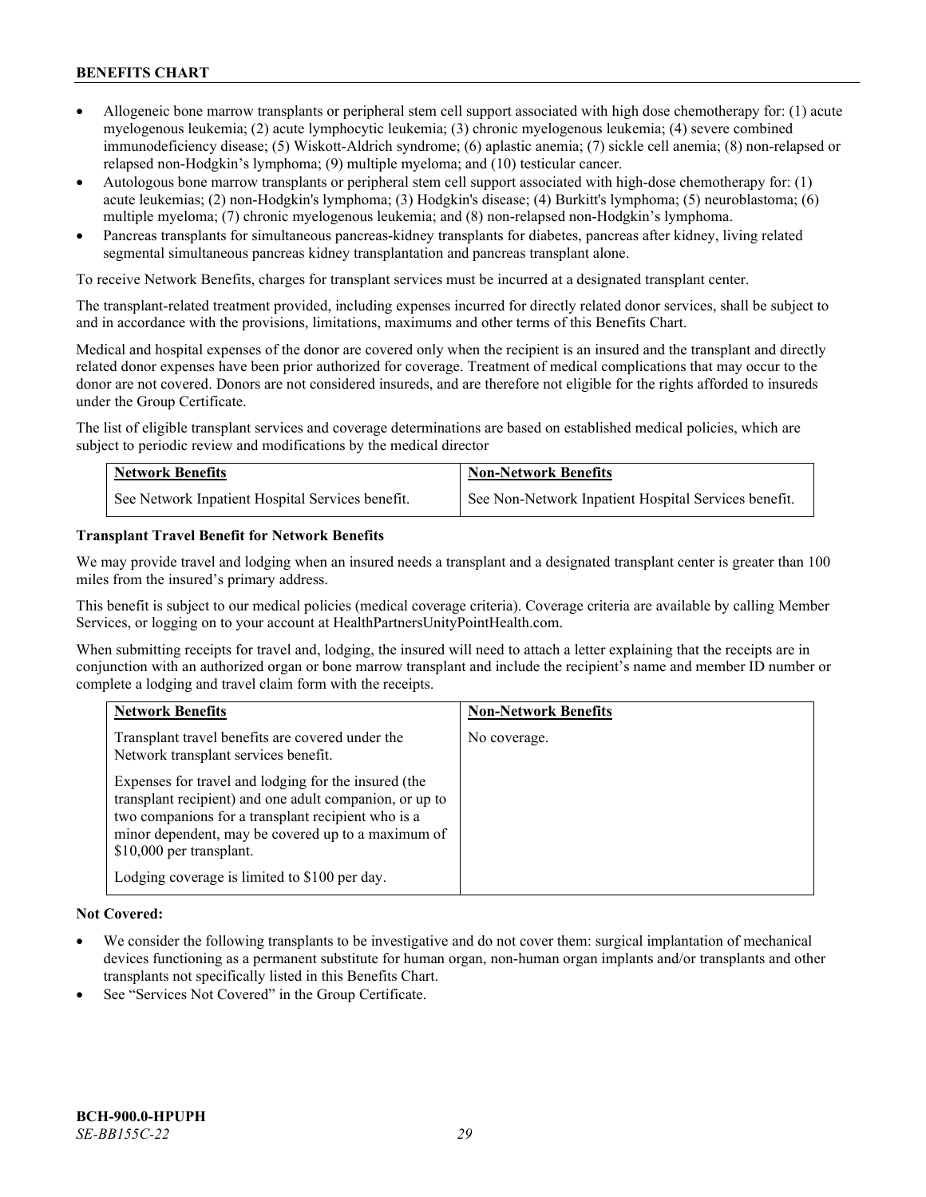- Allogeneic bone marrow transplants or peripheral stem cell support associated with high dose chemotherapy for: (1) acute myelogenous leukemia; (2) acute lymphocytic leukemia; (3) chronic myelogenous leukemia; (4) severe combined immunodeficiency disease; (5) Wiskott-Aldrich syndrome; (6) aplastic anemia; (7) sickle cell anemia; (8) non-relapsed or relapsed non-Hodgkin's lymphoma; (9) multiple myeloma; and (10) testicular cancer.
- Autologous bone marrow transplants or peripheral stem cell support associated with high-dose chemotherapy for: (1) acute leukemias; (2) non-Hodgkin's lymphoma; (3) Hodgkin's disease; (4) Burkitt's lymphoma; (5) neuroblastoma; (6) multiple myeloma; (7) chronic myelogenous leukemia; and (8) non-relapsed non-Hodgkin's lymphoma.
- Pancreas transplants for simultaneous pancreas-kidney transplants for diabetes, pancreas after kidney, living related segmental simultaneous pancreas kidney transplantation and pancreas transplant alone.

To receive Network Benefits, charges for transplant services must be incurred at a designated transplant center.

The transplant-related treatment provided, including expenses incurred for directly related donor services, shall be subject to and in accordance with the provisions, limitations, maximums and other terms of this Benefits Chart.

Medical and hospital expenses of the donor are covered only when the recipient is an insured and the transplant and directly related donor expenses have been prior authorized for coverage. Treatment of medical complications that may occur to the donor are not covered. Donors are not considered insureds, and are therefore not eligible for the rights afforded to insureds under the Group Certificate.

The list of eligible transplant services and coverage determinations are based on established medical policies, which are subject to periodic review and modifications by the medical director

| Network Benefits | Non-Network Benefits |
|---|---|
| See Network Inpatient Hospital Services benefit. | See Non-Network Inpatient Hospital Services benefit. |

**Transplant Travel Benefit for Network Benefits**

We may provide travel and lodging when an insured needs a transplant and a designated transplant center is greater than 100 miles from the insured's primary address.

This benefit is subject to our medical policies (medical coverage criteria). Coverage criteria are available by calling Member Services, or logging on to your account at HealthPartnersUnityPointHealth.com.

When submitting receipts for travel and, lodging, the insured will need to attach a letter explaining that the receipts are in conjunction with an authorized organ or bone marrow transplant and include the recipient's name and member ID number or complete a lodging and travel claim form with the receipts.

| Network Benefits | Non-Network Benefits |
|---|---|
| Transplant travel benefits are covered under the Network transplant services benefit.<br><br>Expenses for travel and lodging for the insured (the transplant recipient) and one adult companion, or up to two companions for a transplant recipient who is a minor dependent, may be covered up to a maximum of $10,000 per transplant.<br><br>Lodging coverage is limited to $100 per day. | No coverage. |

**Not Covered:**

- We consider the following transplants to be investigative and do not cover them: surgical implantation of mechanical devices functioning as a permanent substitute for human organ, non-human organ implants and/or transplants and other transplants not specifically listed in this Benefits Chart.
- See "Services Not Covered" in the Group Certificate.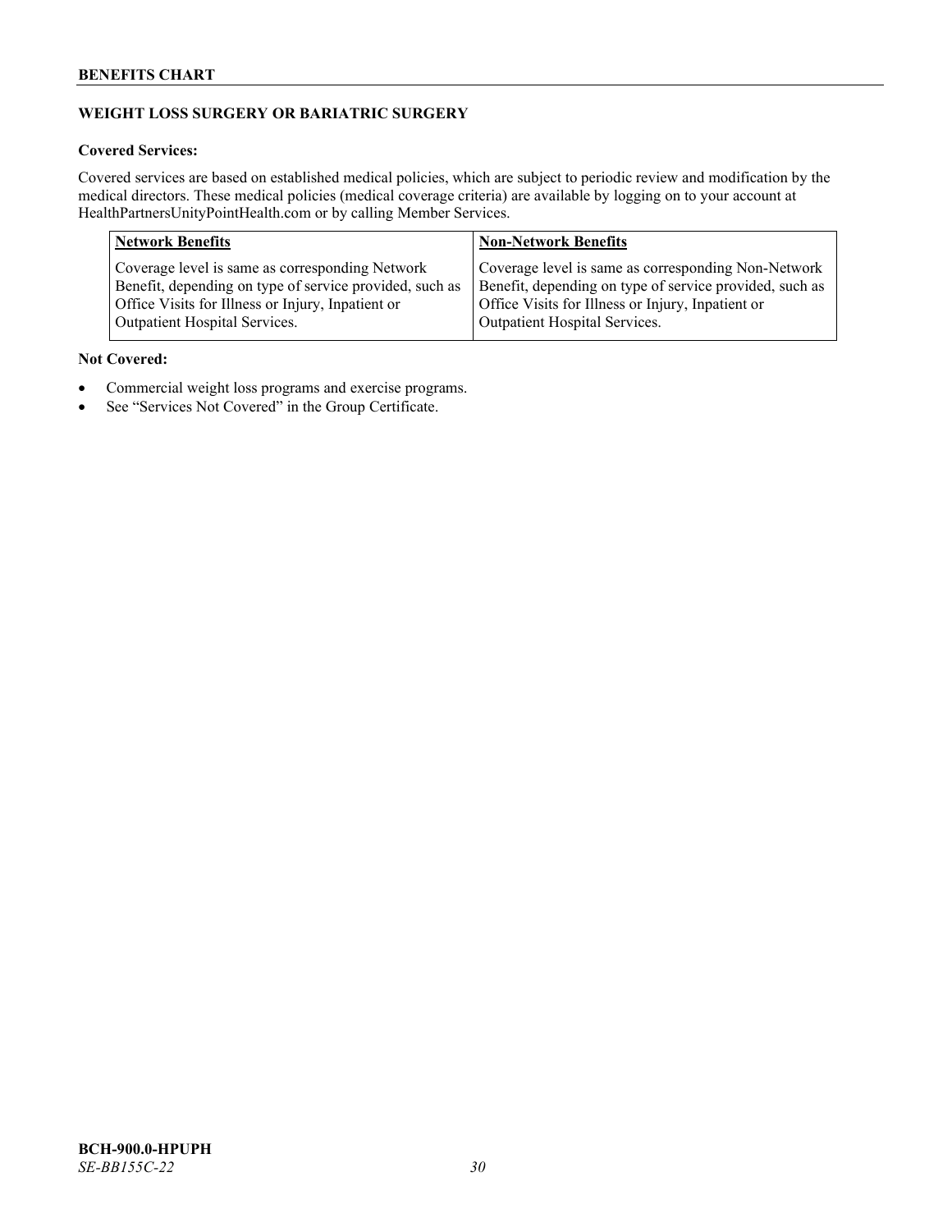## WEIGHT LOSS SURGERY OR BARIATRIC SURGERY

**Covered Services:**

Covered services are based on established medical policies, which are subject to periodic review and modification by the medical directors. These medical policies (medical coverage criteria) are available by logging on to your account at HealthPartnersUnityPointHealth.com or by calling Member Services.

| Network Benefits | Non-Network Benefits |
|---|---|
| Coverage level is same as corresponding Network Benefit, depending on type of service provided, such as Office Visits for Illness or Injury, Inpatient or Outpatient Hospital Services. | Coverage level is same as corresponding Non-Network Benefit, depending on type of service provided, such as Office Visits for Illness or Injury, Inpatient or Outpatient Hospital Services. |

**Not Covered:**

- Commercial weight loss programs and exercise programs.
- See "Services Not Covered" in the Group Certificate.